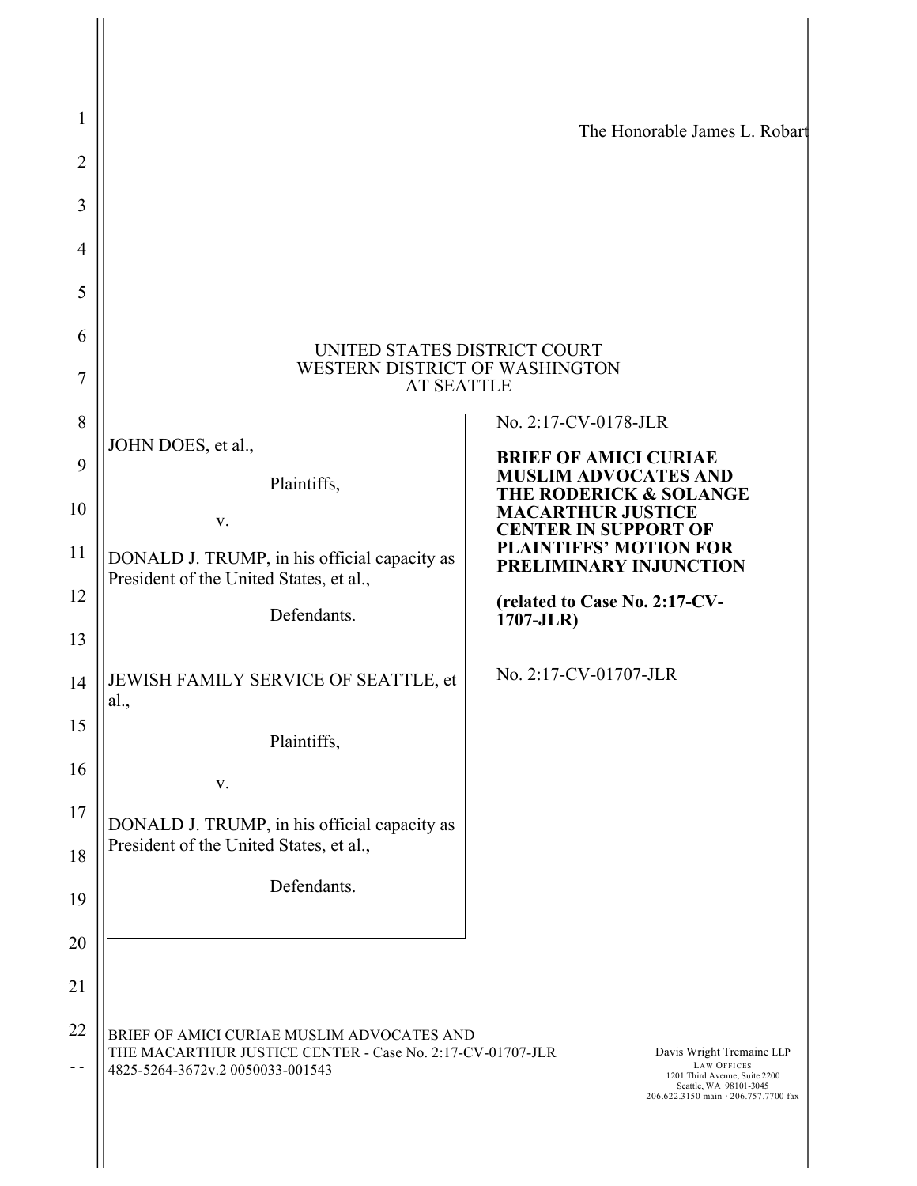The Honorable James L. Robart

UNITED STATES DISTRICT COURT
WESTERN DISTRICT OF WASHINGTON
AT SEATTLE

| | |
|---|---|
| JOHN DOES, et al.,<br><br>Plaintiffs,<br><br>v.<br><br>DONALD J. TRUMP, in his official capacity as President of the United States, et al.,<br><br>Defendants. | No. 2:17-CV-0178-JLR<br><br>**BRIEF OF AMICI CURIAE MUSLIM ADVOCATES AND THE RODERICK & SOLANGE MACARTHUR JUSTICE CENTER IN SUPPORT OF PLAINTIFFS' MOTION FOR PRELIMINARY INJUNCTION**<br><br>**(related to Case No. 2:17-CV-1707-JLR)** |
| JEWISH FAMILY SERVICE OF SEATTLE, et al.,<br><br>Plaintiffs,<br><br>v.<br><br>DONALD J. TRUMP, in his official capacity as President of the United States, et al.,<br><br>Defendants. | No. 2:17-CV-01707-JLR |

BRIEF OF AMICI CURIAE MUSLIM ADVOCATES AND THE MACARTHUR JUSTICE CENTER - Case No. 2:17-CV-01707-JLR
4825-5264-3672v.2 0050033-001543

Davis Wright Tremaine LLP
LAW OFFICES
1201 Third Avenue, Suite 2200
Seattle, WA 98101-3045
206.622.3150 main · 206.757.7700 fax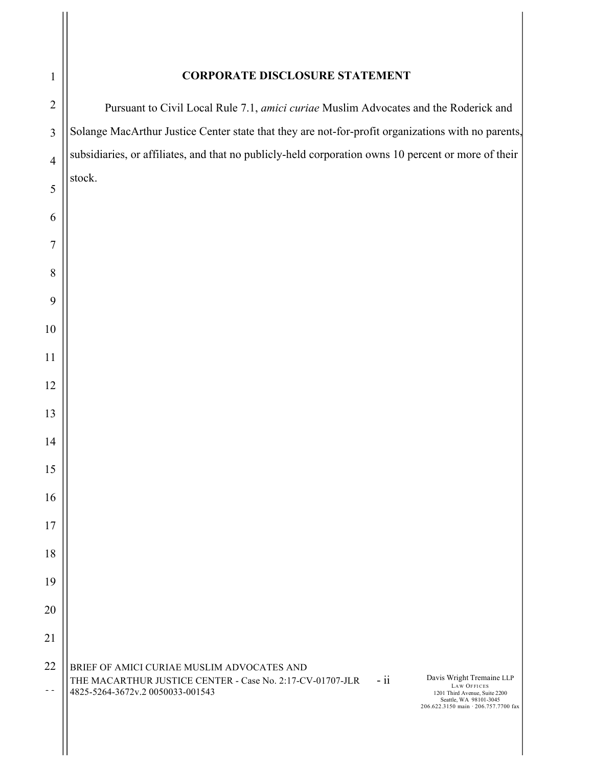## CORPORATE DISCLOSURE STATEMENT

Pursuant to Civil Local Rule 7.1, *amici curiae* Muslim Advocates and the Roderick and Solange MacArthur Justice Center state that they are not-for-profit organizations with no parents, subsidiaries, or affiliates, and that no publicly-held corporation owns 10 percent or more of their stock.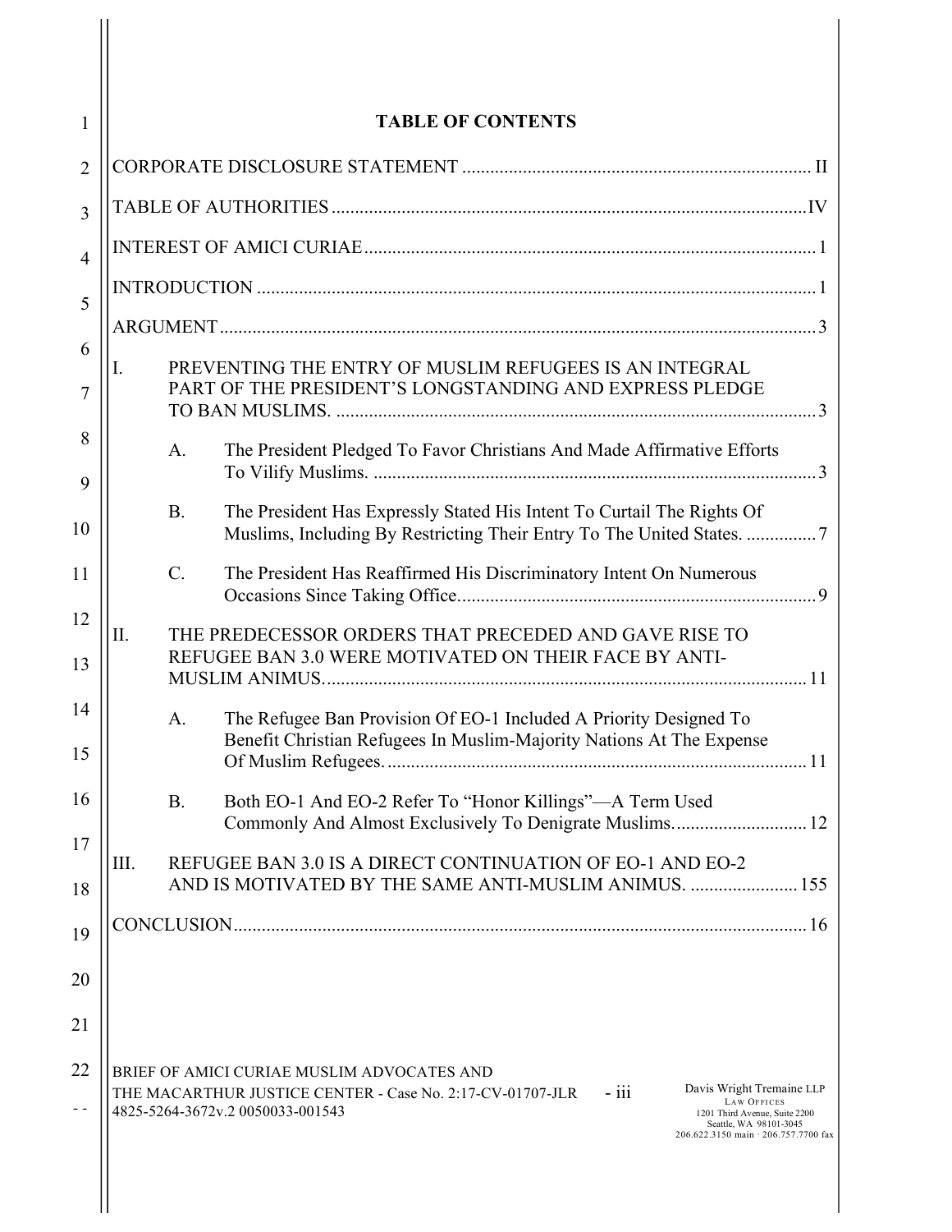# TABLE OF CONTENTS

CORPORATE DISCLOSURE STATEMENT .......... II

TABLE OF AUTHORITIES .......... IV

INTEREST OF AMICI CURIAE .......... 1

INTRODUCTION .......... 1

ARGUMENT .......... 3

I. PREVENTING THE ENTRY OF MUSLIM REFUGEES IS AN INTEGRAL PART OF THE PRESIDENT'S LONGSTANDING AND EXPRESS PLEDGE TO BAN MUSLIMS. .......... 3

  A. The President Pledged To Favor Christians And Made Affirmative Efforts To Vilify Muslims. .......... 3

  B. The President Has Expressly Stated His Intent To Curtail The Rights Of Muslims, Including By Restricting Their Entry To The United States. .......... 7

  C. The President Has Reaffirmed His Discriminatory Intent On Numerous Occasions Since Taking Office. .......... 9

II. THE PREDECESSOR ORDERS THAT PRECEDED AND GAVE RISE TO REFUGEE BAN 3.0 WERE MOTIVATED ON THEIR FACE BY ANTI-MUSLIM ANIMUS. .......... 11

  A. The Refugee Ban Provision Of EO-1 Included A Priority Designed To Benefit Christian Refugees In Muslim-Majority Nations At The Expense Of Muslim Refugees. .......... 11

  B. Both EO-1 And EO-2 Refer To "Honor Killings"—A Term Used Commonly And Almost Exclusively To Denigrate Muslims. .......... 12

III. REFUGEE BAN 3.0 IS A DIRECT CONTINUATION OF EO-1 AND EO-2 AND IS MOTIVATED BY THE SAME ANTI-MUSLIM ANIMUS. .......... 155

CONCLUSION .......... 16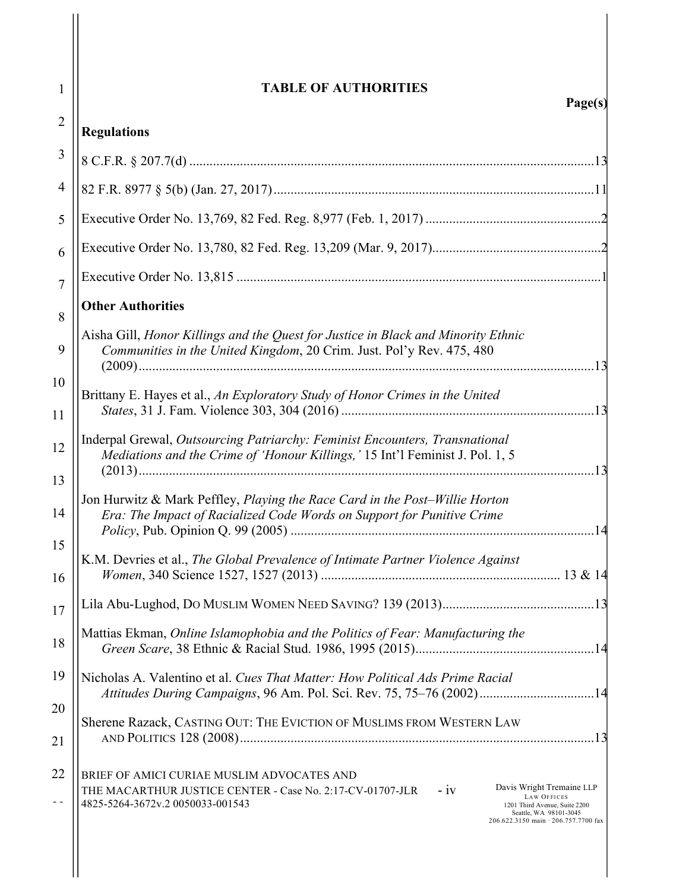## TABLE OF AUTHORITIES

**Page(s)**

**Regulations**

8 C.F.R. § 207.7(d) ....................................................................................................................13

82 F.R. 8977 § 5(b) (Jan. 27, 2017) ..........................................................................................11

Executive Order No. 13,769, 82 Fed. Reg. 8,977 (Feb. 1, 2017) ..................................................2

Executive Order No. 13,780, 82 Fed. Reg. 13,209 (Mar. 9, 2017)................................................2

Executive Order No. 13,815 ..........................................................................................................1

**Other Authorities**

Aisha Gill, *Honor Killings and the Quest for Justice in Black and Minority Ethnic Communities in the United Kingdom*, 20 Crim. Just. Pol'y Rev. 475, 480 (2009)......................................................................................................................................13

Brittany E. Hayes et al., *An Exploratory Study of Honor Crimes in the United States*, 31 J. Fam. Violence 303, 304 (2016) .........................................................................13

Inderpal Grewal, *Outsourcing Patriarchy: Feminist Encounters, Transnational Mediations and the Crime of 'Honour Killings,'* 15 Int'l Feminist J. Pol. 1, 5 (2013)......................................................................................................................................13

Jon Hurwitz & Mark Peffley, *Playing the Race Card in the Post–Willie Horton Era: The Impact of Racialized Code Words on Support for Punitive Crime Policy*, Pub. Opinion Q. 99 (2005) .........................................................................................14

K.M. Devries et al., *The Global Prevalence of Intimate Partner Violence Against Women*, 340 Science 1527, 1527 (2013) ..................................................................... 13 & 14

Lila Abu-Lughod, Do Muslim Women Need Saving? 139 (2013)............................................13

Mattias Ekman, *Online Islamophobia and the Politics of Fear: Manufacturing the Green Scare*, 38 Ethnic & Racial Stud. 1986, 1995 (2015).....................................................14

Nicholas A. Valentino et al. *Cues That Matter: How Political Ads Prime Racial Attitudes During Campaigns*, 96 Am. Pol. Sci. Rev. 75, 75–76 (2002).................................14

Sherene Razack, Casting Out: The Eviction of Muslims from Western Law and Politics 128 (2008).......................................................................................................13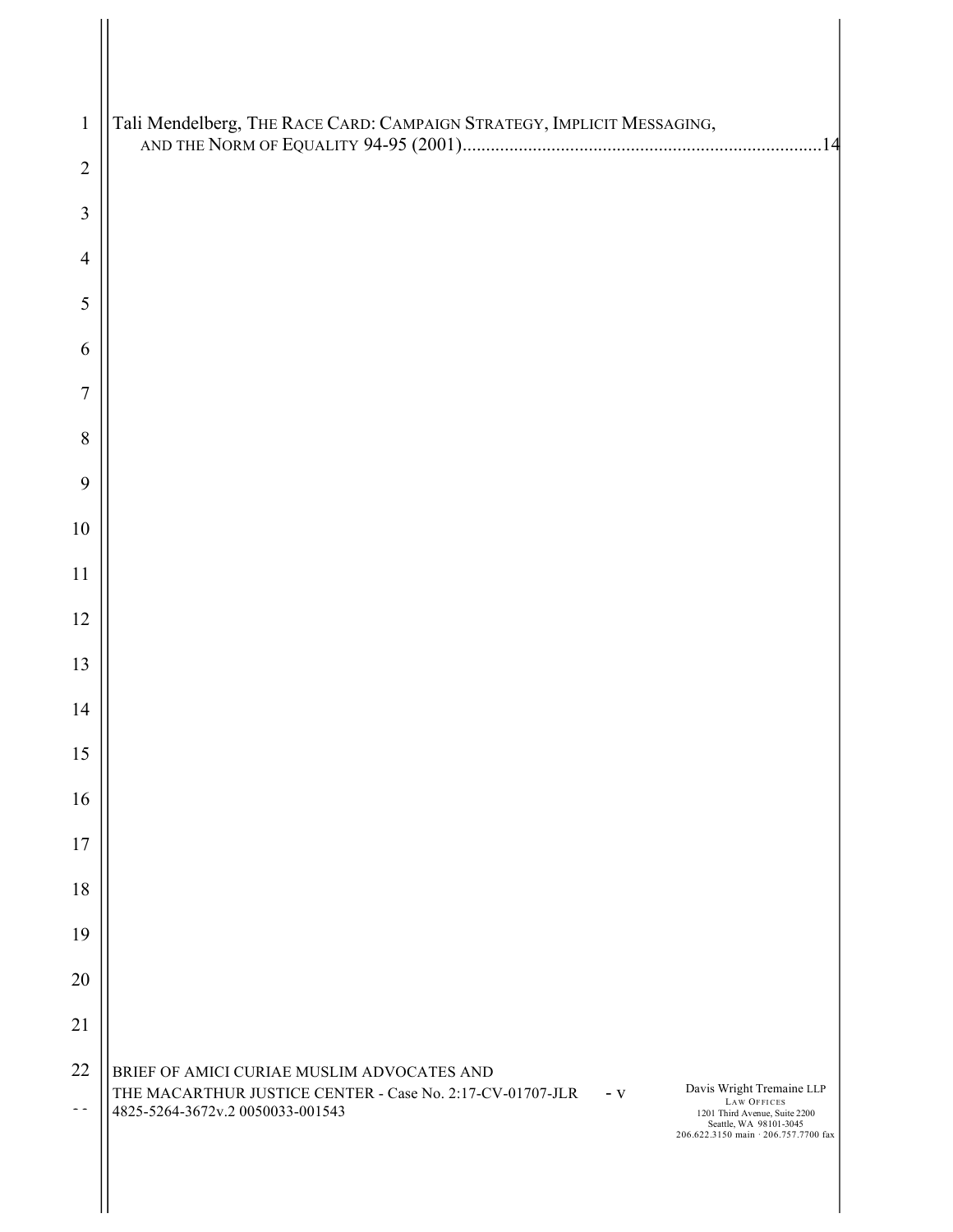Tali Mendelberg, THE RACE CARD: CAMPAIGN STRATEGY, IMPLICIT MESSAGING, AND THE NORM OF EQUALITY 94-95 (2001)............................................................................14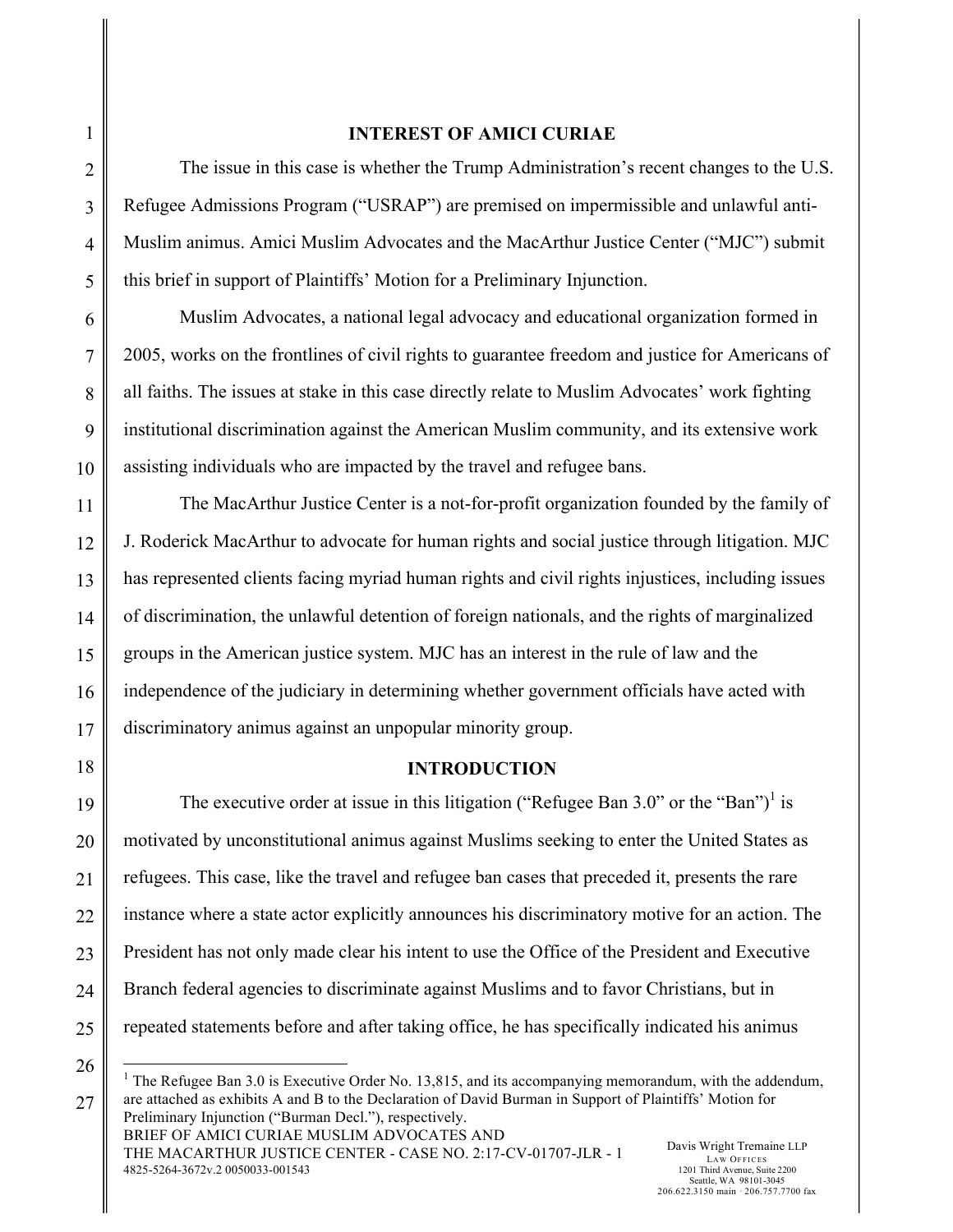## INTEREST OF AMICI CURIAE

The issue in this case is whether the Trump Administration's recent changes to the U.S. Refugee Admissions Program ("USRAP") are premised on impermissible and unlawful anti-Muslim animus. Amici Muslim Advocates and the MacArthur Justice Center ("MJC") submit this brief in support of Plaintiffs' Motion for a Preliminary Injunction.

Muslim Advocates, a national legal advocacy and educational organization formed in 2005, works on the frontlines of civil rights to guarantee freedom and justice for Americans of all faiths. The issues at stake in this case directly relate to Muslim Advocates' work fighting institutional discrimination against the American Muslim community, and its extensive work assisting individuals who are impacted by the travel and refugee bans.

The MacArthur Justice Center is a not-for-profit organization founded by the family of J. Roderick MacArthur to advocate for human rights and social justice through litigation. MJC has represented clients facing myriad human rights and civil rights injustices, including issues of discrimination, the unlawful detention of foreign nationals, and the rights of marginalized groups in the American justice system. MJC has an interest in the rule of law and the independence of the judiciary in determining whether government officials have acted with discriminatory animus against an unpopular minority group.

## INTRODUCTION

The executive order at issue in this litigation ("Refugee Ban 3.0" or the "Ban")[1] is motivated by unconstitutional animus against Muslims seeking to enter the United States as refugees. This case, like the travel and refugee ban cases that preceded it, presents the rare instance where a state actor explicitly announces his discriminatory motive for an action. The President has not only made clear his intent to use the Office of the President and Executive Branch federal agencies to discriminate against Muslims and to favor Christians, but in repeated statements before and after taking office, he has specifically indicated his animus

[1] The Refugee Ban 3.0 is Executive Order No. 13,815, and its accompanying memorandum, with the addendum, are attached as exhibits A and B to the Declaration of David Burman in Support of Plaintiffs' Motion for Preliminary Injunction ("Burman Decl."), respectively.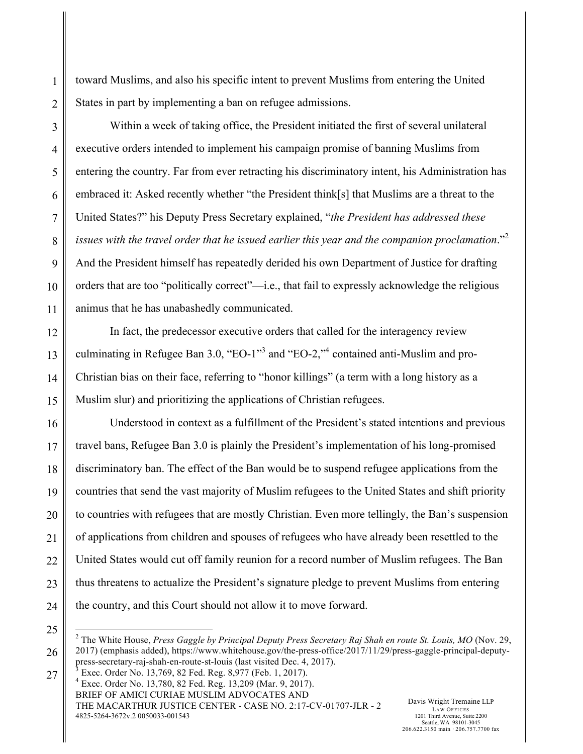toward Muslims, and also his specific intent to prevent Muslims from entering the United States in part by implementing a ban on refugee admissions.

Within a week of taking office, the President initiated the first of several unilateral executive orders intended to implement his campaign promise of banning Muslims from entering the country. Far from ever retracting his discriminatory intent, his Administration has embraced it: Asked recently whether "the President think[s] that Muslims are a threat to the United States?" his Deputy Press Secretary explained, "*the President has addressed these issues with the travel order that he issued earlier this year and the companion proclamation*."[2] And the President himself has repeatedly derided his own Department of Justice for drafting orders that are too "politically correct"—i.e., that fail to expressly acknowledge the religious animus that he has unabashedly communicated.

In fact, the predecessor executive orders that called for the interagency review culminating in Refugee Ban 3.0, "EO-1"[3] and "EO-2,"[4] contained anti-Muslim and pro-Christian bias on their face, referring to "honor killings" (a term with a long history as a Muslim slur) and prioritizing the applications of Christian refugees.

Understood in context as a fulfillment of the President's stated intentions and previous travel bans, Refugee Ban 3.0 is plainly the President's implementation of his long-promised discriminatory ban. The effect of the Ban would be to suspend refugee applications from the countries that send the vast majority of Muslim refugees to the United States and shift priority to countries with refugees that are mostly Christian. Even more tellingly, the Ban's suspension of applications from children and spouses of refugees who have already been resettled to the United States would cut off family reunion for a record number of Muslim refugees. The Ban thus threatens to actualize the President's signature pledge to prevent Muslims from entering the country, and this Court should not allow it to move forward.

---

[2] The White House, *Press Gaggle by Principal Deputy Press Secretary Raj Shah en route St. Louis, MO* (Nov. 29, 2017) (emphasis added), https://www.whitehouse.gov/the-press-office/2017/11/29/press-gaggle-principal-deputy-press-secretary-raj-shah-en-route-st-louis (last visited Dec. 4, 2017).

[3] Exec. Order No. 13,769, 82 Fed. Reg. 8,977 (Feb. 1, 2017).

[4] Exec. Order No. 13,780, 82 Fed. Reg. 13,209 (Mar. 9, 2017).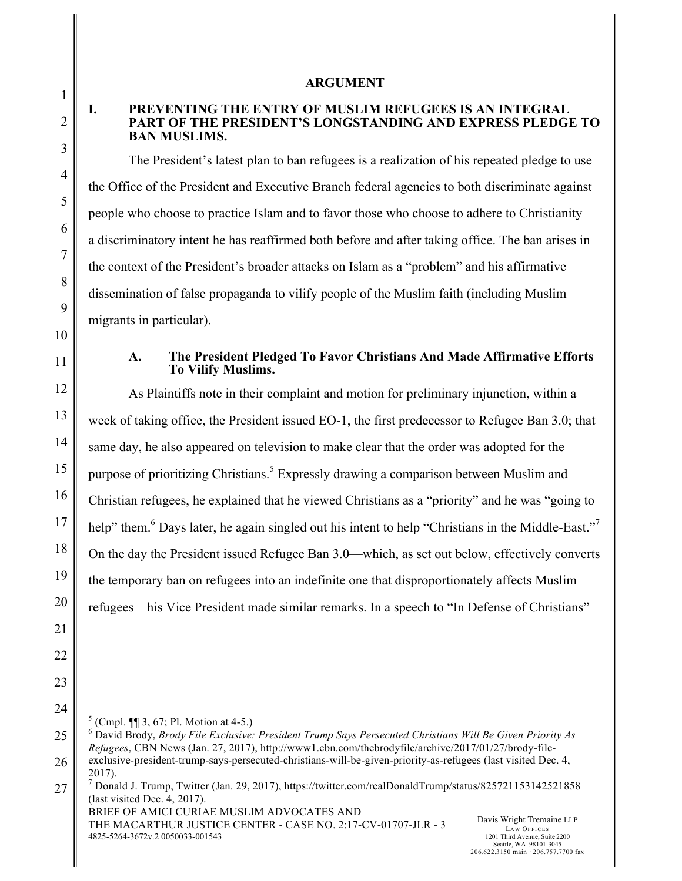## ARGUMENT

### I. PREVENTING THE ENTRY OF MUSLIM REFUGEES IS AN INTEGRAL PART OF THE PRESIDENT'S LONGSTANDING AND EXPRESS PLEDGE TO BAN MUSLIMS.

The President's latest plan to ban refugees is a realization of his repeated pledge to use the Office of the President and Executive Branch federal agencies to both discriminate against people who choose to practice Islam and to favor those who choose to adhere to Christianity—a discriminatory intent he has reaffirmed both before and after taking office. The ban arises in the context of the President's broader attacks on Islam as a "problem" and his affirmative dissemination of false propaganda to vilify people of the Muslim faith (including Muslim migrants in particular).

#### A. The President Pledged To Favor Christians And Made Affirmative Efforts To Vilify Muslims.

As Plaintiffs note in their complaint and motion for preliminary injunction, within a week of taking office, the President issued EO-1, the first predecessor to Refugee Ban 3.0; that same day, he also appeared on television to make clear that the order was adopted for the purpose of prioritizing Christians.[5] Expressly drawing a comparison between Muslim and Christian refugees, he explained that he viewed Christians as a "priority" and he was "going to help" them.[6] Days later, he again singled out his intent to help "Christians in the Middle-East."[7] On the day the President issued Refugee Ban 3.0—which, as set out below, effectively converts the temporary ban on refugees into an indefinite one that disproportionately affects Muslim refugees—his Vice President made similar remarks. In a speech to "In Defense of Christians"

---

[5] (Cmpl. ¶¶ 3, 67; Pl. Motion at 4-5.)

[6] David Brody, *Brody File Exclusive: President Trump Says Persecuted Christians Will Be Given Priority As Refugees*, CBN News (Jan. 27, 2017), http://www1.cbn.com/thebrodyfile/archive/2017/01/27/brody-file-exclusive-president-trump-says-persecuted-christians-will-be-given-priority-as-refugees (last visited Dec. 4, 2017).

[7] Donald J. Trump, Twitter (Jan. 29, 2017), https://twitter.com/realDonaldTrump/status/825721153142521858 (last visited Dec. 4, 2017).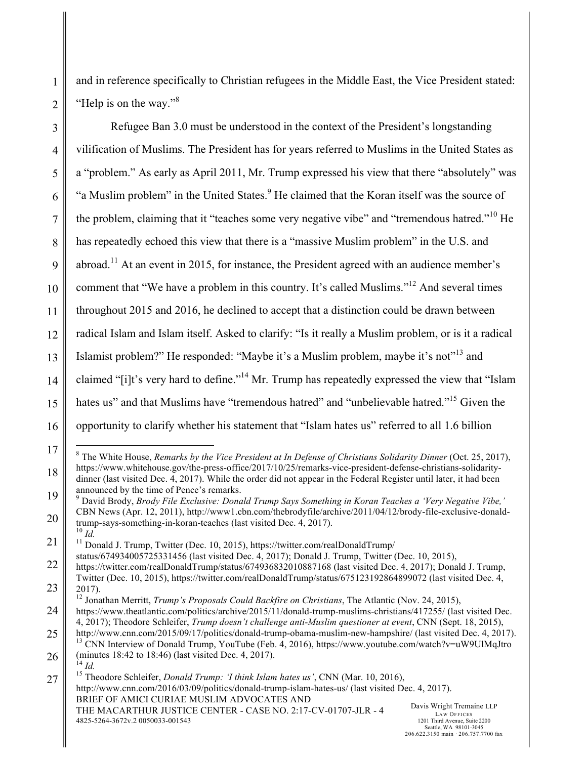and in reference specifically to Christian refugees in the Middle East, the Vice President stated: "Help is on the way."[8]

Refugee Ban 3.0 must be understood in the context of the President's longstanding vilification of Muslims. The President has for years referred to Muslims in the United States as a "problem." As early as April 2011, Mr. Trump expressed his view that there "absolutely" was "a Muslim problem" in the United States.[9] He claimed that the Koran itself was the source of the problem, claiming that it "teaches some very negative vibe" and "tremendous hatred."[10] He has repeatedly echoed this view that there is a "massive Muslim problem" in the U.S. and abroad.[11] At an event in 2015, for instance, the President agreed with an audience member's comment that "We have a problem in this country. It's called Muslims."[12] And several times throughout 2015 and 2016, he declined to accept that a distinction could be drawn between radical Islam and Islam itself. Asked to clarify: "Is it really a Muslim problem, or is it a radical Islamist problem?" He responded: "Maybe it's a Muslim problem, maybe it's not"[13] and claimed "[i]t's very hard to define."[14] Mr. Trump has repeatedly expressed the view that "Islam hates us" and that Muslims have "tremendous hatred" and "unbelievable hatred."[15] Given the opportunity to clarify whether his statement that "Islam hates us" referred to all 1.6 billion

---

[8] The White House, *Remarks by the Vice President at In Defense of Christians Solidarity Dinner* (Oct. 25, 2017), https://www.whitehouse.gov/the-press-office/2017/10/25/remarks-vice-president-defense-christians-solidarity-dinner (last visited Dec. 4, 2017). While the order did not appear in the Federal Register until later, it had been announced by the time of Pence's remarks.

[9] David Brody, *Brody File Exclusive: Donald Trump Says Something in Koran Teaches a 'Very Negative Vibe,'* CBN News (Apr. 12, 2011), http://www1.cbn.com/thebrodyfile/archive/2011/04/12/brody-file-exclusive-donald-trump-says-something-in-koran-teaches (last visited Dec. 4, 2017).

[10] *Id.*

[11] Donald J. Trump, Twitter (Dec. 10, 2015), https://twitter.com/realDonaldTrump/status/674934005725331456 (last visited Dec. 4, 2017); Donald J. Trump, Twitter (Dec. 10, 2015), https://twitter.com/realDonaldTrump/status/674936832010887168 (last visited Dec. 4, 2017); Donald J. Trump, Twitter (Dec. 10, 2015), https://twitter.com/realDonaldTrump/status/675123192864899072 (last visited Dec. 4, 2017).

[12] Jonathan Merritt, *Trump's Proposals Could Backfire on Christians*, The Atlantic (Nov. 24, 2015), https://www.theatlantic.com/politics/archive/2015/11/donald-trump-muslims-christians/417255/ (last visited Dec. 4, 2017); Theodore Schleifer, *Trump doesn't challenge anti-Muslim questioner at event*, CNN (Sept. 18, 2015), http://www.cnn.com/2015/09/17/politics/donald-trump-obama-muslim-new-hampshire/ (last visited Dec. 4, 2017).

[13] CNN Interview of Donald Trump, YouTube (Feb. 4, 2016), https://www.youtube.com/watch?v=uW9UlMqJtro (minutes 18:42 to 18:46) (last visited Dec. 4, 2017).

[14] *Id.*

[15] Theodore Schleifer, *Donald Trump: 'I think Islam hates us'*, CNN (Mar. 10, 2016), http://www.cnn.com/2016/03/09/politics/donald-trump-islam-hates-us/ (last visited Dec. 4, 2017).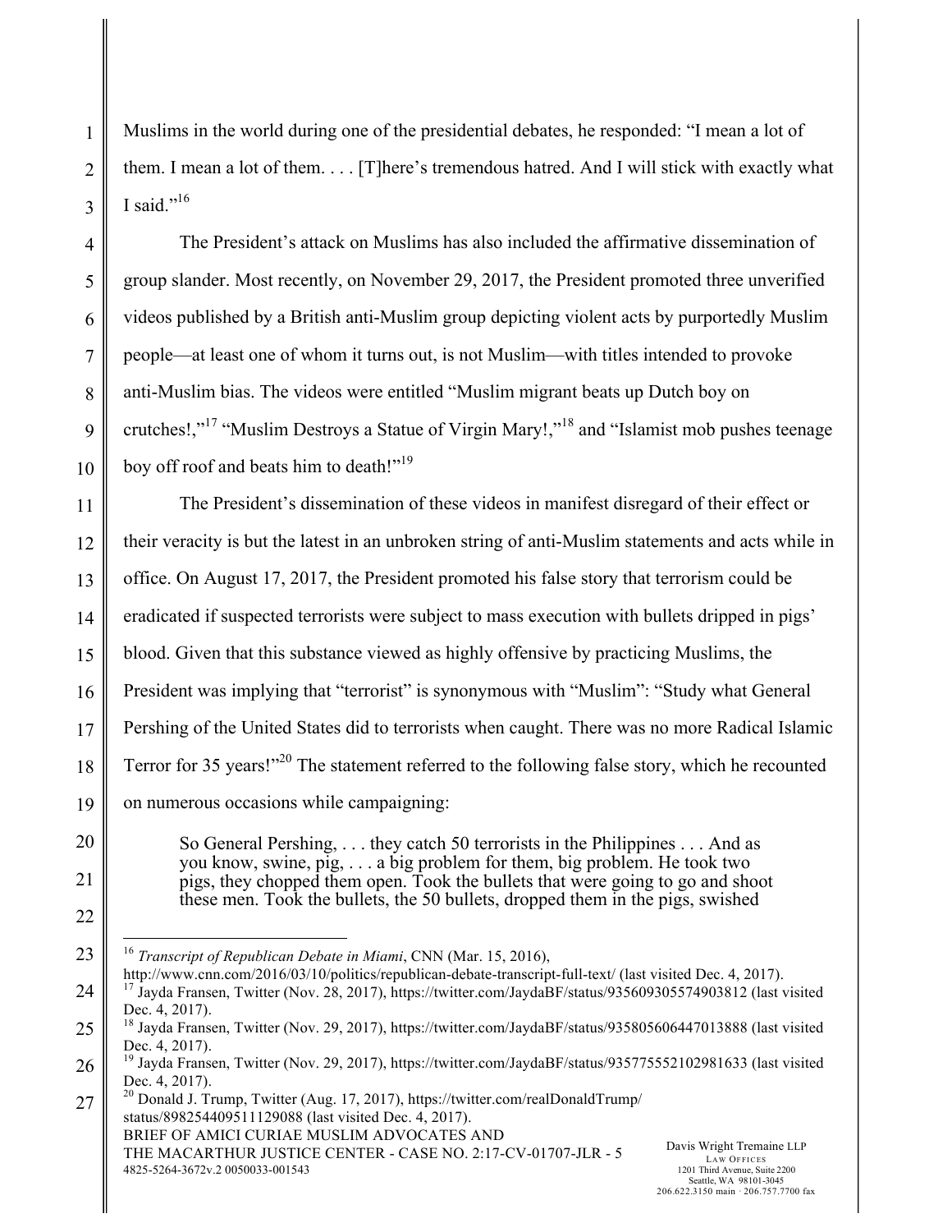Muslims in the world during one of the presidential debates, he responded: "I mean a lot of them. I mean a lot of them. . . . [T]here's tremendous hatred. And I will stick with exactly what I said."[16]

The President's attack on Muslims has also included the affirmative dissemination of group slander. Most recently, on November 29, 2017, the President promoted three unverified videos published by a British anti-Muslim group depicting violent acts by purportedly Muslim people—at least one of whom it turns out, is not Muslim—with titles intended to provoke anti-Muslim bias. The videos were entitled "Muslim migrant beats up Dutch boy on crutches!,"[17] "Muslim Destroys a Statue of Virgin Mary!,"[18] and "Islamist mob pushes teenage boy off roof and beats him to death!"[19]

The President's dissemination of these videos in manifest disregard of their effect or their veracity is but the latest in an unbroken string of anti-Muslim statements and acts while in office. On August 17, 2017, the President promoted his false story that terrorism could be eradicated if suspected terrorists were subject to mass execution with bullets dripped in pigs' blood. Given that this substance viewed as highly offensive by practicing Muslims, the President was implying that "terrorist" is synonymous with "Muslim": "Study what General Pershing of the United States did to terrorists when caught. There was no more Radical Islamic Terror for 35 years!"[20] The statement referred to the following false story, which he recounted on numerous occasions while campaigning:

> So General Pershing, . . . they catch 50 terrorists in the Philippines . . . And as you know, swine, pig, . . . a big problem for them, big problem. He took two pigs, they chopped them open. Took the bullets that were going to go and shoot these men. Took the bullets, the 50 bullets, dropped them in the pigs, swished

---

[16] *Transcript of Republican Debate in Miami*, CNN (Mar. 15, 2016), http://www.cnn.com/2016/03/10/politics/republican-debate-transcript-full-text/ (last visited Dec. 4, 2017).

[17] Jayda Fransen, Twitter (Nov. 28, 2017), https://twitter.com/JaydaBF/status/935609305574903812 (last visited Dec. 4, 2017).

[18] Jayda Fransen, Twitter (Nov. 29, 2017), https://twitter.com/JaydaBF/status/935805606447013888 (last visited Dec. 4, 2017).

[19] Jayda Fransen, Twitter (Nov. 29, 2017), https://twitter.com/JaydaBF/status/935775552102981633 (last visited Dec. 4, 2017).

[20] Donald J. Trump, Twitter (Aug. 17, 2017), https://twitter.com/realDonaldTrump/status/898254409511129088 (last visited Dec. 4, 2017).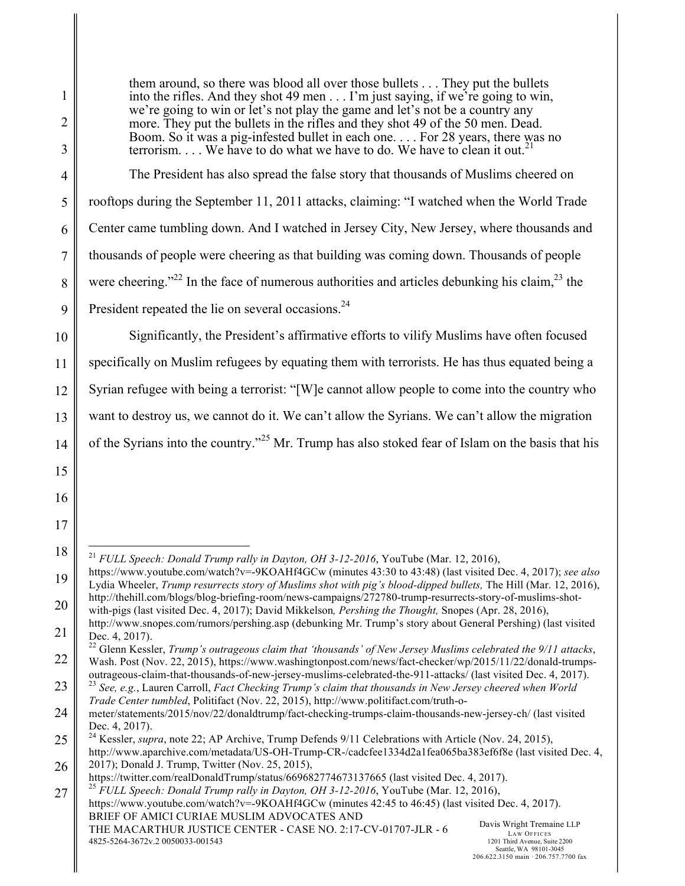> them around, so there was blood all over those bullets . . . They put the bullets into the rifles. And they shot 49 men . . . I'm just saying, if we're going to win, we're going to win or let's not play the game and let's not be a country any more. They put the bullets in the rifles and they shot 49 of the 50 men. Dead. Boom. So it was a pig-infested bullet in each one. . . . For 28 years, there was no terrorism. . . . We have to do what we have to do. We have to clean it out.[21]

The President has also spread the false story that thousands of Muslims cheered on rooftops during the September 11, 2011 attacks, claiming: "I watched when the World Trade Center came tumbling down. And I watched in Jersey City, New Jersey, where thousands and thousands of people were cheering as that building was coming down. Thousands of people were cheering."[22] In the face of numerous authorities and articles debunking his claim,[23] the President repeated the lie on several occasions.[24]

Significantly, the President's affirmative efforts to vilify Muslims have often focused specifically on Muslim refugees by equating them with terrorists. He has thus equated being a Syrian refugee with being a terrorist: "[W]e cannot allow people to come into the country who want to destroy us, we cannot do it. We can't allow the Syrians. We can't allow the migration of the Syrians into the country."[25] Mr. Trump has also stoked fear of Islam on the basis that his

---

[21] *FULL Speech: Donald Trump rally in Dayton, OH 3-12-2016*, YouTube (Mar. 12, 2016), https://www.youtube.com/watch?v=-9KOAHf4GCw (minutes 43:30 to 43:48) (last visited Dec. 4, 2017); *see also* Lydia Wheeler, *Trump resurrects story of Muslims shot with pig's blood-dipped bullets,* The Hill (Mar. 12, 2016), http://thehill.com/blogs/blog-briefing-room/news-campaigns/272780-trump-resurrects-story-of-muslims-shot-with-pigs (last visited Dec. 4, 2017); David Mikkelson*, Pershing the Thought,* Snopes (Apr. 28, 2016), http://www.snopes.com/rumors/pershing.asp (debunking Mr. Trump's story about General Pershing) (last visited Dec. 4, 2017).

[22] Glenn Kessler, *Trump's outrageous claim that 'thousands' of New Jersey Muslims celebrated the 9/11 attacks*, Wash. Post (Nov. 22, 2015), https://www.washingtonpost.com/news/fact-checker/wp/2015/11/22/donald-trumps-outrageous-claim-that-thousands-of-new-jersey-muslims-celebrated-the-911-attacks/ (last visited Dec. 4, 2017).

[23] *See, e.g.*, Lauren Carroll, *Fact Checking Trump's claim that thousands in New Jersey cheered when World Trade Center tumbled*, Politifact (Nov. 22, 2015), http://www.politifact.com/truth-o-meter/statements/2015/nov/22/donaldtrump/fact-checking-trumps-claim-thousands-new-jersey-ch/ (last visited Dec. 4, 2017).

[24] Kessler, *supra*, note 22; AP Archive, Trump Defends 9/11 Celebrations with Article (Nov. 24, 2015), http://www.aparchive.com/metadata/US-OH-Trump-CR-/cadcfee1334d2a1fea065ba383ef6f8e (last visited Dec. 4, 2017); Donald J. Trump, Twitter (Nov. 25, 2015), https://twitter.com/realDonaldTrump/status/669682774673137665 (last visited Dec. 4, 2017).

[25] *FULL Speech: Donald Trump rally in Dayton, OH 3-12-2016*, YouTube (Mar. 12, 2016), https://www.youtube.com/watch?v=-9KOAHf4GCw (minutes 42:45 to 46:45) (last visited Dec. 4, 2017).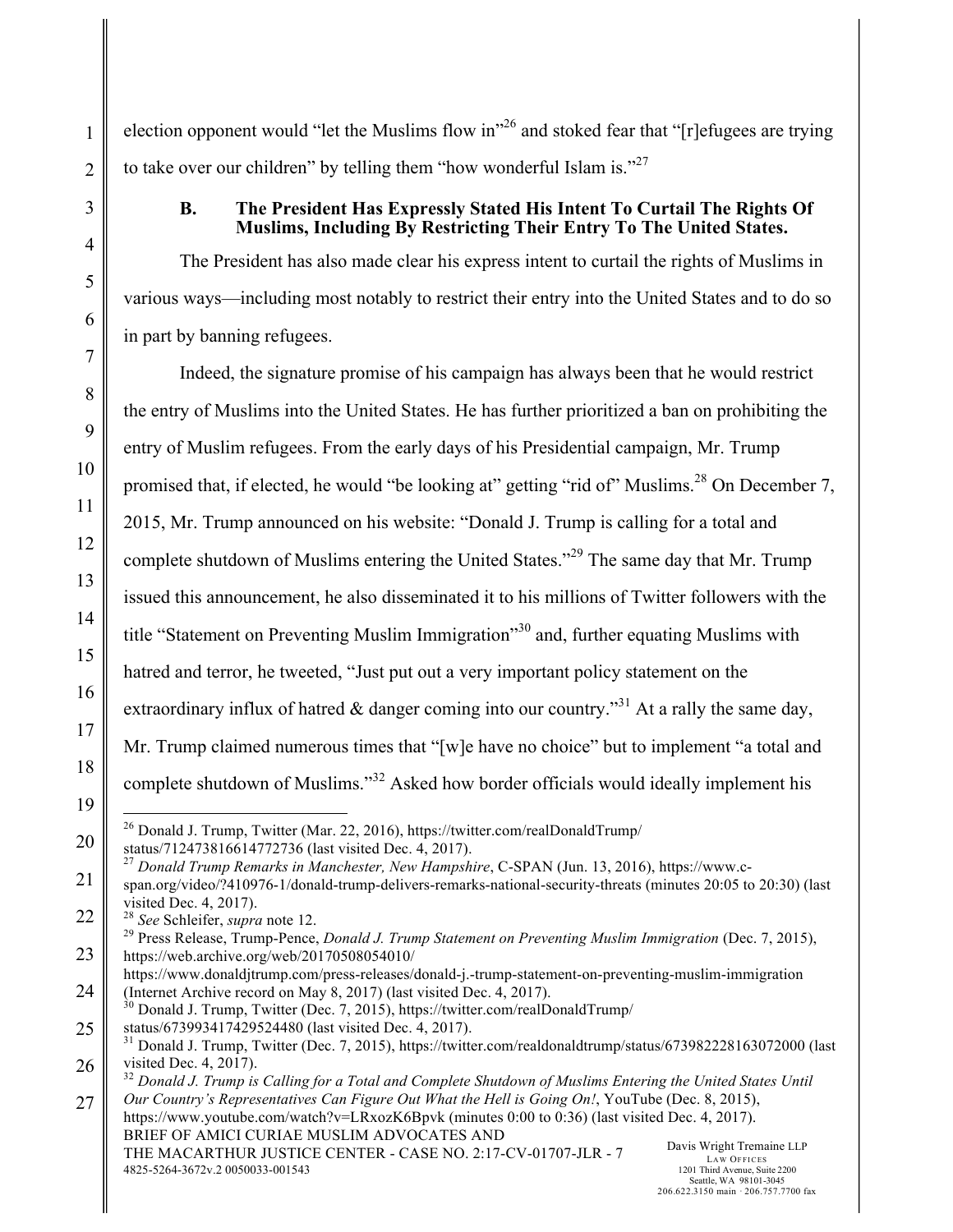election opponent would "let the Muslims flow in"[26] and stoked fear that "[r]efugees are trying to take over our children" by telling them "how wonderful Islam is."[27]

### B. The President Has Expressly Stated His Intent To Curtail The Rights Of Muslims, Including By Restricting Their Entry To The United States.

The President has also made clear his express intent to curtail the rights of Muslims in various ways—including most notably to restrict their entry into the United States and to do so in part by banning refugees.

Indeed, the signature promise of his campaign has always been that he would restrict the entry of Muslims into the United States. He has further prioritized a ban on prohibiting the entry of Muslim refugees. From the early days of his Presidential campaign, Mr. Trump promised that, if elected, he would "be looking at" getting "rid of" Muslims.[28] On December 7, 2015, Mr. Trump announced on his website: "Donald J. Trump is calling for a total and complete shutdown of Muslims entering the United States."[29] The same day that Mr. Trump issued this announcement, he also disseminated it to his millions of Twitter followers with the title "Statement on Preventing Muslim Immigration"[30] and, further equating Muslims with hatred and terror, he tweeted, "Just put out a very important policy statement on the extraordinary influx of hatred & danger coming into our country."[31] At a rally the same day, Mr. Trump claimed numerous times that "[w]e have no choice" but to implement "a total and complete shutdown of Muslims."[32] Asked how border officials would ideally implement his

---

[26] Donald J. Trump, Twitter (Mar. 22, 2016), https://twitter.com/realDonaldTrump/status/712473816614772736 (last visited Dec. 4, 2017).

[27] *Donald Trump Remarks in Manchester, New Hampshire*, C-SPAN (Jun. 13, 2016), https://www.c-span.org/video/?410976-1/donald-trump-delivers-remarks-national-security-threats (minutes 20:05 to 20:30) (last visited Dec. 4, 2017).

[28] *See* Schleifer, *supra* note 12.

[29] Press Release, Trump-Pence, *Donald J. Trump Statement on Preventing Muslim Immigration* (Dec. 7, 2015), https://web.archive.org/web/20170508054010/https://www.donaldjtrump.com/press-releases/donald-j.-trump-statement-on-preventing-muslim-immigration (Internet Archive record on May 8, 2017) (last visited Dec. 4, 2017).

[30] Donald J. Trump, Twitter (Dec. 7, 2015), https://twitter.com/realDonaldTrump/status/673993417429524480 (last visited Dec. 4, 2017).

[31] Donald J. Trump, Twitter (Dec. 7, 2015), https://twitter.com/realdonaldtrump/status/673982228163072000 (last visited Dec. 4, 2017).

[32] *Donald J. Trump is Calling for a Total and Complete Shutdown of Muslims Entering the United States Until Our Country's Representatives Can Figure Out What the Hell is Going On!*, YouTube (Dec. 8, 2015), https://www.youtube.com/watch?v=LRxozK6Bpvk (minutes 0:00 to 0:36) (last visited Dec. 4, 2017).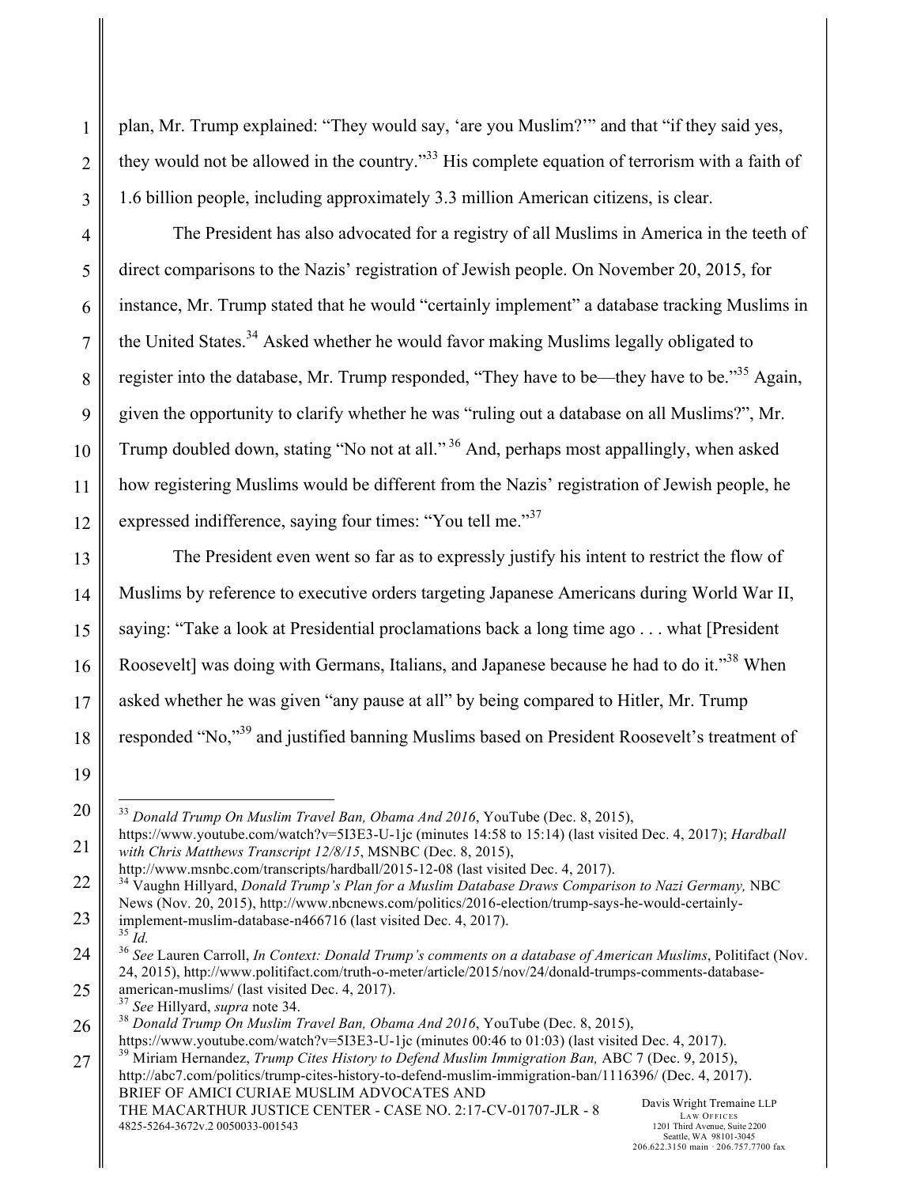plan, Mr. Trump explained: "They would say, 'are you Muslim?'" and that "if they said yes, they would not be allowed in the country."[33] His complete equation of terrorism with a faith of 1.6 billion people, including approximately 3.3 million American citizens, is clear.

The President has also advocated for a registry of all Muslims in America in the teeth of direct comparisons to the Nazis' registration of Jewish people. On November 20, 2015, for instance, Mr. Trump stated that he would "certainly implement" a database tracking Muslims in the United States.[34] Asked whether he would favor making Muslims legally obligated to register into the database, Mr. Trump responded, "They have to be—they have to be."[35] Again, given the opportunity to clarify whether he was "ruling out a database on all Muslims?", Mr. Trump doubled down, stating "No not at all."[36] And, perhaps most appallingly, when asked how registering Muslims would be different from the Nazis' registration of Jewish people, he expressed indifference, saying four times: "You tell me."[37]

The President even went so far as to expressly justify his intent to restrict the flow of Muslims by reference to executive orders targeting Japanese Americans during World War II, saying: "Take a look at Presidential proclamations back a long time ago . . . what [President Roosevelt] was doing with Germans, Italians, and Japanese because he had to do it."[38] When asked whether he was given "any pause at all" by being compared to Hitler, Mr. Trump responded "No,"[39] and justified banning Muslims based on President Roosevelt's treatment of

---

[33] *Donald Trump On Muslim Travel Ban, Obama And 2016*, YouTube (Dec. 8, 2015), https://www.youtube.com/watch?v=5I3E3-U-1jc (minutes 14:58 to 15:14) (last visited Dec. 4, 2017); *Hardball with Chris Matthews Transcript 12/8/15*, MSNBC (Dec. 8, 2015), http://www.msnbc.com/transcripts/hardball/2015-12-08 (last visited Dec. 4, 2017).

[34] Vaughn Hillyard, *Donald Trump's Plan for a Muslim Database Draws Comparison to Nazi Germany,* NBC News (Nov. 20, 2015), http://www.nbcnews.com/politics/2016-election/trump-says-he-would-certainly-implement-muslim-database-n466716 (last visited Dec. 4, 2017).

[35] *Id.*

[36] *See* Lauren Carroll, *In Context: Donald Trump's comments on a database of American Muslims*, Politifact (Nov. 24, 2015), http://www.politifact.com/truth-o-meter/article/2015/nov/24/donald-trumps-comments-database-american-muslims/ (last visited Dec. 4, 2017).

[37] *See* Hillyard, *supra* note 34.

[38] *Donald Trump On Muslim Travel Ban, Obama And 2016*, YouTube (Dec. 8, 2015), https://www.youtube.com/watch?v=5I3E3-U-1jc (minutes 00:46 to 01:03) (last visited Dec. 4, 2017).

[39] Miriam Hernandez, *Trump Cites History to Defend Muslim Immigration Ban,* ABC 7 (Dec. 9, 2015), http://abc7.com/politics/trump-cites-history-to-defend-muslim-immigration-ban/1116396/ (Dec. 4, 2017).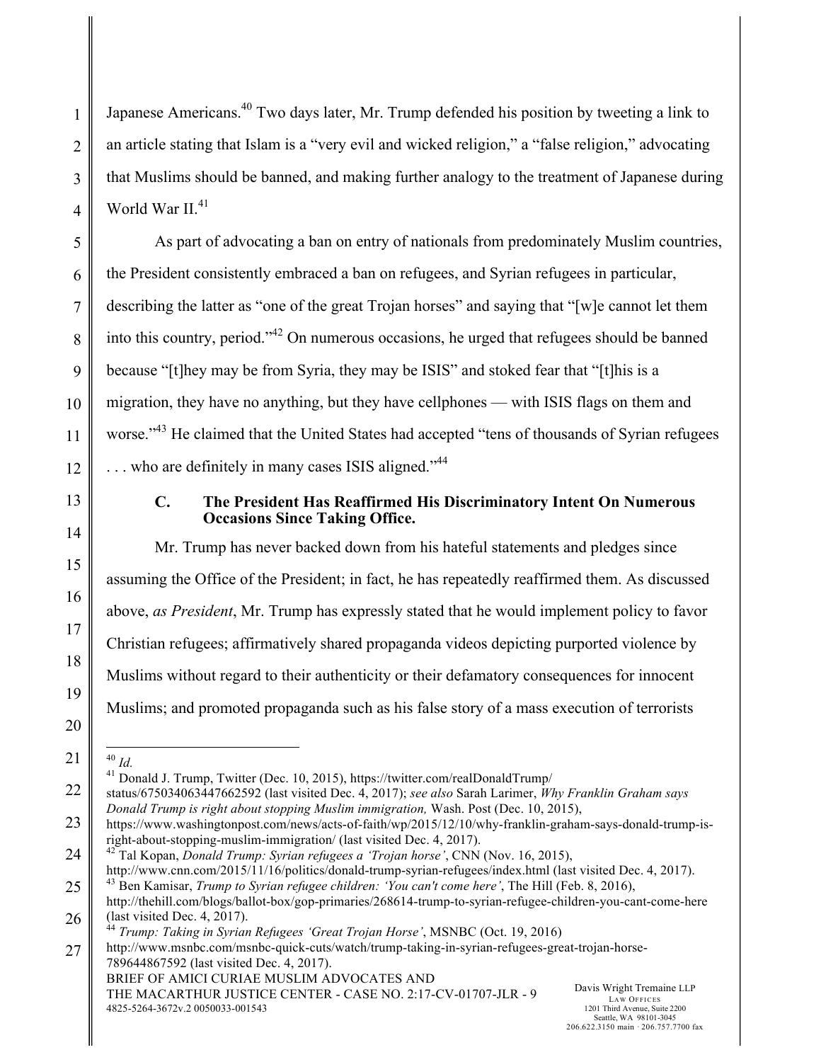Japanese Americans.[40] Two days later, Mr. Trump defended his position by tweeting a link to an article stating that Islam is a "very evil and wicked religion," a "false religion," advocating that Muslims should be banned, and making further analogy to the treatment of Japanese during World War II.[41]

As part of advocating a ban on entry of nationals from predominately Muslim countries, the President consistently embraced a ban on refugees, and Syrian refugees in particular, describing the latter as "one of the great Trojan horses" and saying that "[w]e cannot let them into this country, period."[42] On numerous occasions, he urged that refugees should be banned because "[t]hey may be from Syria, they may be ISIS" and stoked fear that "[t]his is a migration, they have no anything, but they have cellphones — with ISIS flags on them and worse."[43] He claimed that the United States had accepted "tens of thousands of Syrian refugees . . . who are definitely in many cases ISIS aligned."[44]

### C. The President Has Reaffirmed His Discriminatory Intent On Numerous Occasions Since Taking Office.

Mr. Trump has never backed down from his hateful statements and pledges since assuming the Office of the President; in fact, he has repeatedly reaffirmed them. As discussed above, *as President*, Mr. Trump has expressly stated that he would implement policy to favor Christian refugees; affirmatively shared propaganda videos depicting purported violence by Muslims without regard to their authenticity or their defamatory consequences for innocent Muslims; and promoted propaganda such as his false story of a mass execution of terrorists

---

[40] *Id.*

[41] Donald J. Trump, Twitter (Dec. 10, 2015), https://twitter.com/realDonaldTrump/status/675034063447662592 (last visited Dec. 4, 2017); *see also* Sarah Larimer, *Why Franklin Graham says Donald Trump is right about stopping Muslim immigration,* Wash. Post (Dec. 10, 2015), https://www.washingtonpost.com/news/acts-of-faith/wp/2015/12/10/why-franklin-graham-says-donald-trump-is-right-about-stopping-muslim-immigration/ (last visited Dec. 4, 2017).

[42] Tal Kopan, *Donald Trump: Syrian refugees a 'Trojan horse'*, CNN (Nov. 16, 2015), http://www.cnn.com/2015/11/16/politics/donald-trump-syrian-refugees/index.html (last visited Dec. 4, 2017).

[43] Ben Kamisar, *Trump to Syrian refugee children: 'You can't come here'*, The Hill (Feb. 8, 2016), http://thehill.com/blogs/ballot-box/gop-primaries/268614-trump-to-syrian-refugee-children-you-cant-come-here (last visited Dec. 4, 2017).

[44] *Trump: Taking in Syrian Refugees 'Great Trojan Horse'*, MSNBC (Oct. 19, 2016) http://www.msnbc.com/msnbc-quick-cuts/watch/trump-taking-in-syrian-refugees-great-trojan-horse-789644867592 (last visited Dec. 4, 2017).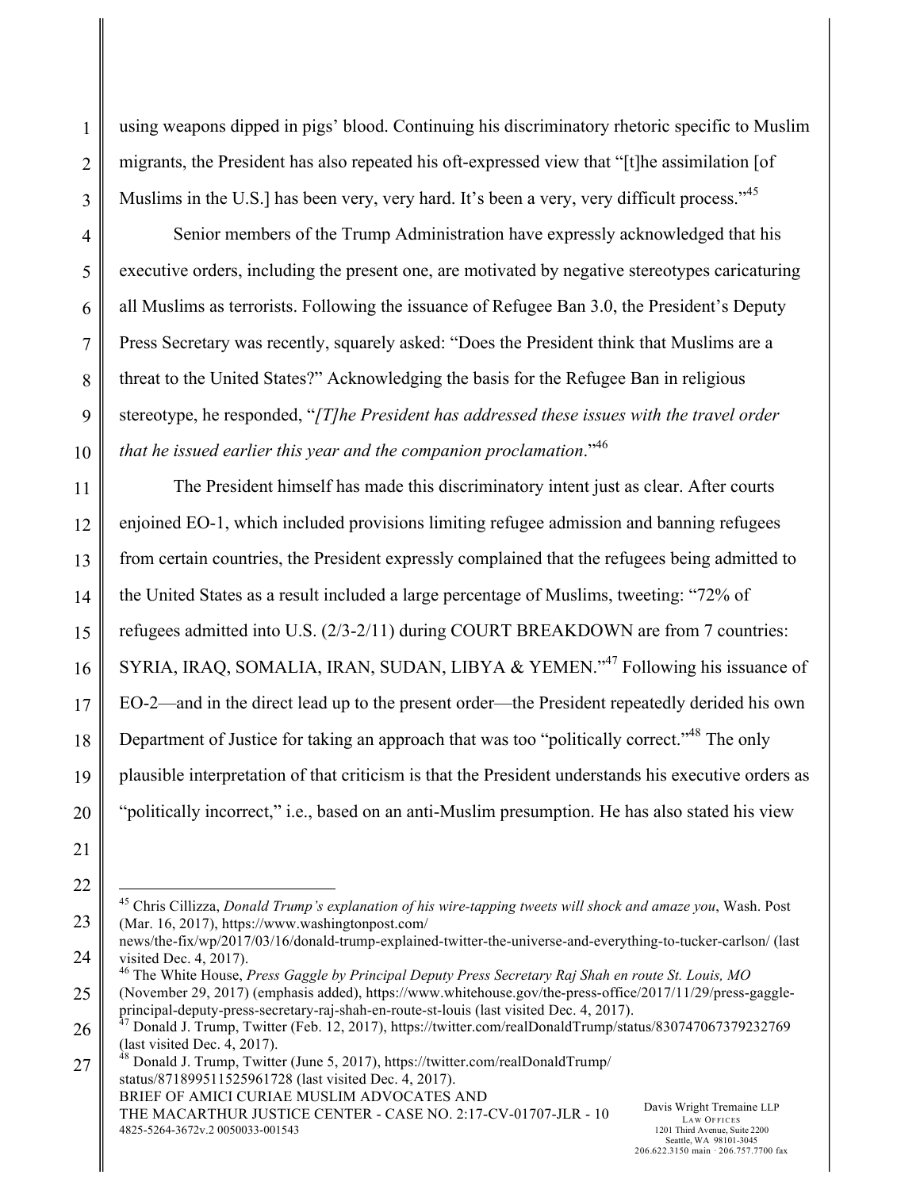using weapons dipped in pigs' blood. Continuing his discriminatory rhetoric specific to Muslim migrants, the President has also repeated his oft-expressed view that "[t]he assimilation [of Muslims in the U.S.] has been very, very hard. It's been a very, very difficult process."[45]

Senior members of the Trump Administration have expressly acknowledged that his executive orders, including the present one, are motivated by negative stereotypes caricaturing all Muslims as terrorists. Following the issuance of Refugee Ban 3.0, the President's Deputy Press Secretary was recently, squarely asked: "Does the President think that Muslims are a threat to the United States?" Acknowledging the basis for the Refugee Ban in religious stereotype, he responded, "*[T]he President has addressed these issues with the travel order that he issued earlier this year and the companion proclamation*."[46]

The President himself has made this discriminatory intent just as clear. After courts enjoined EO-1, which included provisions limiting refugee admission and banning refugees from certain countries, the President expressly complained that the refugees being admitted to the United States as a result included a large percentage of Muslims, tweeting: "72% of refugees admitted into U.S. (2/3-2/11) during COURT BREAKDOWN are from 7 countries: SYRIA, IRAQ, SOMALIA, IRAN, SUDAN, LIBYA & YEMEN."[47] Following his issuance of EO-2—and in the direct lead up to the present order—the President repeatedly derided his own Department of Justice for taking an approach that was too "politically correct."[48] The only plausible interpretation of that criticism is that the President understands his executive orders as "politically incorrect," i.e., based on an anti-Muslim presumption. He has also stated his view

---

[45] Chris Cillizza, *Donald Trump's explanation of his wire-tapping tweets will shock and amaze you*, Wash. Post (Mar. 16, 2017), https://www.washingtonpost.com/news/the-fix/wp/2017/03/16/donald-trump-explained-twitter-the-universe-and-everything-to-tucker-carlson/ (last visited Dec. 4, 2017).

[46] The White House, *Press Gaggle by Principal Deputy Press Secretary Raj Shah en route St. Louis, MO* (November 29, 2017) (emphasis added), https://www.whitehouse.gov/the-press-office/2017/11/29/press-gaggle-principal-deputy-press-secretary-raj-shah-en-route-st-louis (last visited Dec. 4, 2017).

[47] Donald J. Trump, Twitter (Feb. 12, 2017), https://twitter.com/realDonaldTrump/status/830747067379232769 (last visited Dec. 4, 2017).

[48] Donald J. Trump, Twitter (June 5, 2017), https://twitter.com/realDonaldTrump/status/871899511525961728 (last visited Dec. 4, 2017).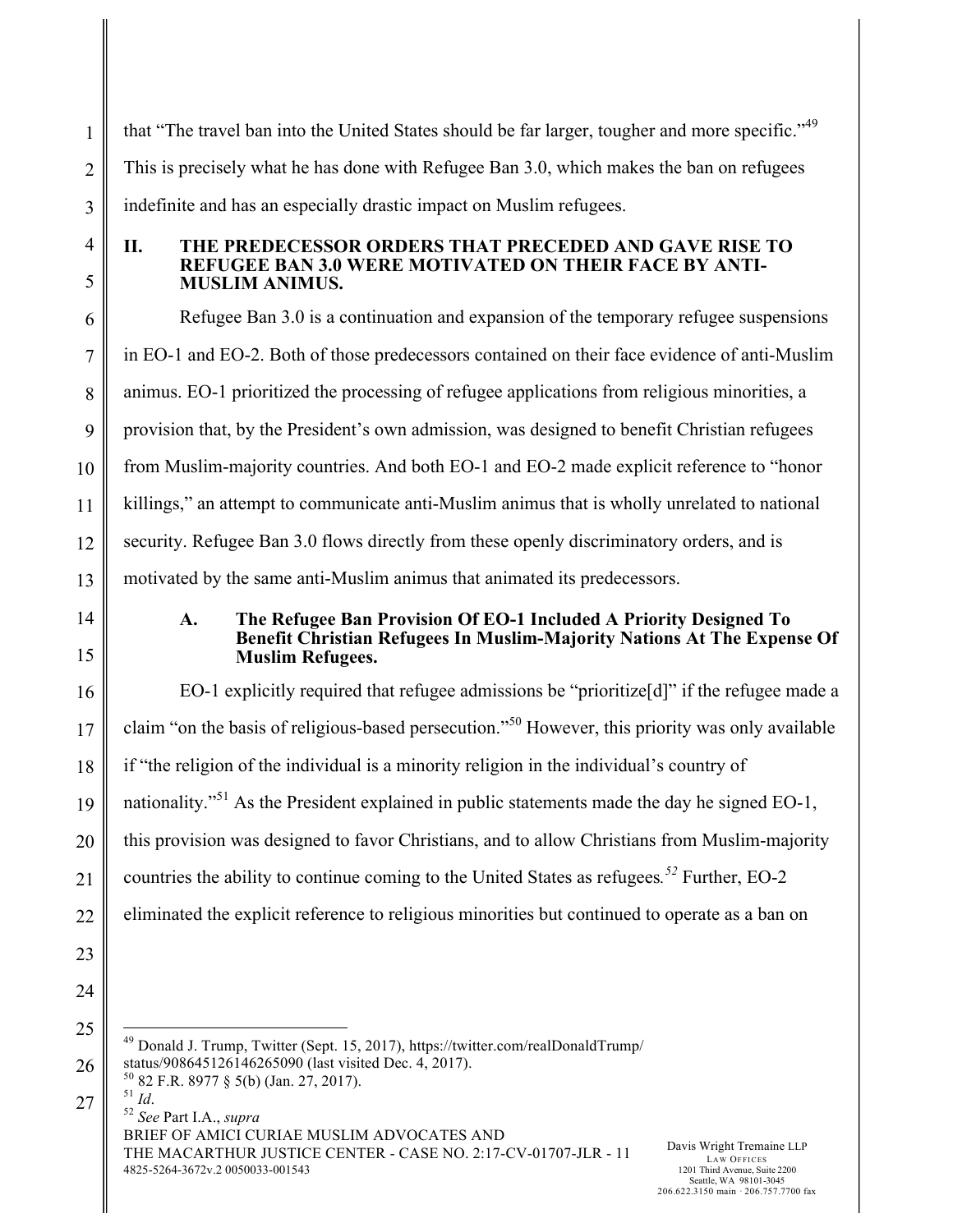that "The travel ban into the United States should be far larger, tougher and more specific."[49] This is precisely what he has done with Refugee Ban 3.0, which makes the ban on refugees indefinite and has an especially drastic impact on Muslim refugees.

## II. THE PREDECESSOR ORDERS THAT PRECEDED AND GAVE RISE TO REFUGEE BAN 3.0 WERE MOTIVATED ON THEIR FACE BY ANTI-MUSLIM ANIMUS.

Refugee Ban 3.0 is a continuation and expansion of the temporary refugee suspensions in EO-1 and EO-2. Both of those predecessors contained on their face evidence of anti-Muslim animus. EO-1 prioritized the processing of refugee applications from religious minorities, a provision that, by the President's own admission, was designed to benefit Christian refugees from Muslim-majority countries. And both EO-1 and EO-2 made explicit reference to "honor killings," an attempt to communicate anti-Muslim animus that is wholly unrelated to national security. Refugee Ban 3.0 flows directly from these openly discriminatory orders, and is motivated by the same anti-Muslim animus that animated its predecessors.

### A. The Refugee Ban Provision Of EO-1 Included A Priority Designed To Benefit Christian Refugees In Muslim-Majority Nations At The Expense Of Muslim Refugees.

EO-1 explicitly required that refugee admissions be "prioritize[d]" if the refugee made a claim "on the basis of religious-based persecution."[50] However, this priority was only available if "the religion of the individual is a minority religion in the individual's country of nationality."[51] As the President explained in public statements made the day he signed EO-1, this provision was designed to favor Christians, and to allow Christians from Muslim-majority countries the ability to continue coming to the United States as refugees.[52] Further, EO-2 eliminated the explicit reference to religious minorities but continued to operate as a ban on

---

[49] Donald J. Trump, Twitter (Sept. 15, 2017), https://twitter.com/realDonaldTrump/status/908645126146265090 (last visited Dec. 4, 2017).

[50] 82 F.R. 8977 § 5(b) (Jan. 27, 2017).

[51] *Id*.

[52] *See* Part I.A., *supra*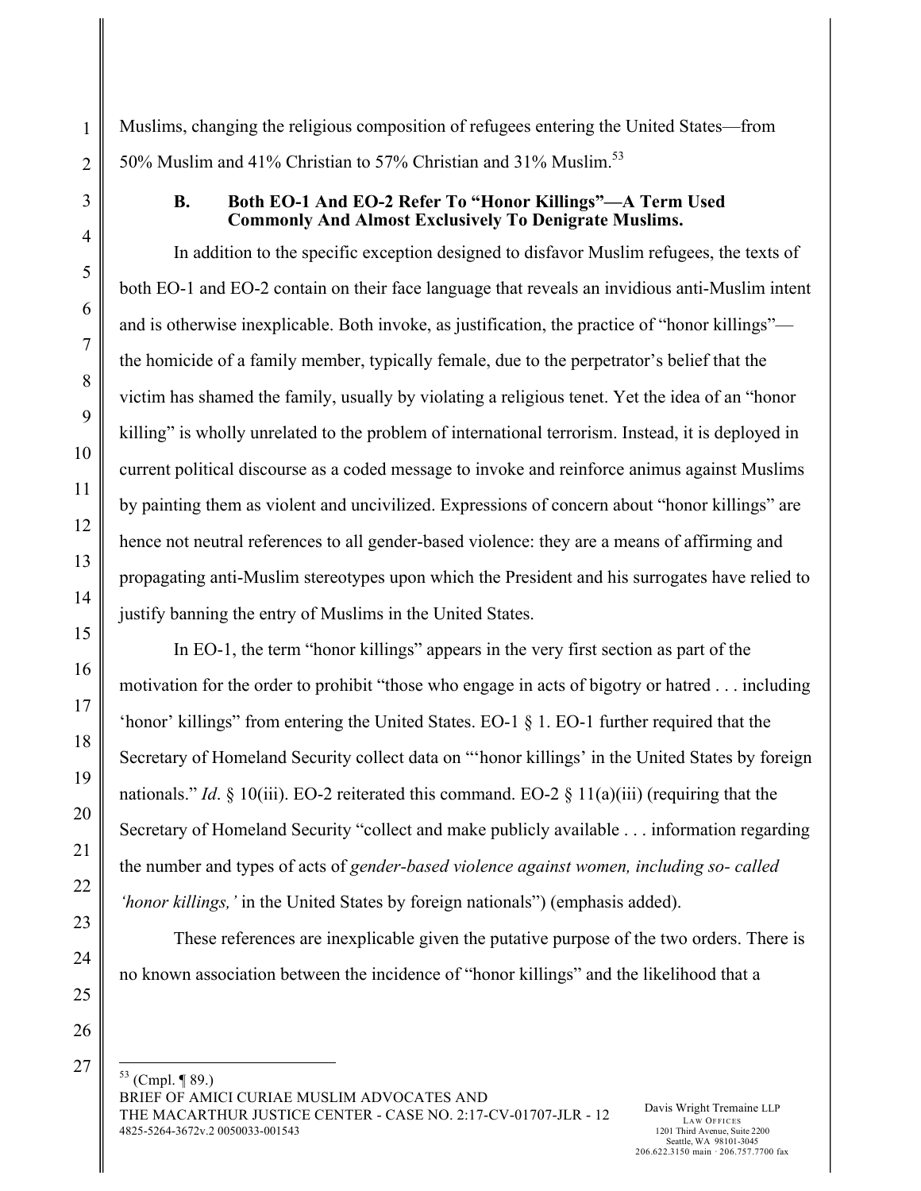Muslims, changing the religious composition of refugees entering the United States—from 50% Muslim and 41% Christian to 57% Christian and 31% Muslim.[53]

### B. Both EO-1 And EO-2 Refer To "Honor Killings"—A Term Used Commonly And Almost Exclusively To Denigrate Muslims.

In addition to the specific exception designed to disfavor Muslim refugees, the texts of both EO-1 and EO-2 contain on their face language that reveals an invidious anti-Muslim intent and is otherwise inexplicable. Both invoke, as justification, the practice of "honor killings"—the homicide of a family member, typically female, due to the perpetrator's belief that the victim has shamed the family, usually by violating a religious tenet. Yet the idea of an "honor killing" is wholly unrelated to the problem of international terrorism. Instead, it is deployed in current political discourse as a coded message to invoke and reinforce animus against Muslims by painting them as violent and uncivilized. Expressions of concern about "honor killings" are hence not neutral references to all gender-based violence: they are a means of affirming and propagating anti-Muslim stereotypes upon which the President and his surrogates have relied to justify banning the entry of Muslims in the United States.

In EO-1, the term "honor killings" appears in the very first section as part of the motivation for the order to prohibit "those who engage in acts of bigotry or hatred . . . including 'honor' killings" from entering the United States. EO-1 § 1. EO-1 further required that the Secretary of Homeland Security collect data on "'honor killings' in the United States by foreign nationals." *Id*. § 10(iii). EO-2 reiterated this command. EO-2 § 11(a)(iii) (requiring that the Secretary of Homeland Security "collect and make publicly available . . . information regarding the number and types of acts of *gender-based violence against women, including so- called 'honor killings,'* in the United States by foreign nationals") (emphasis added).

These references are inexplicable given the putative purpose of the two orders. There is no known association between the incidence of "honor killings" and the likelihood that a

[53] (Cmpl. ¶ 89.)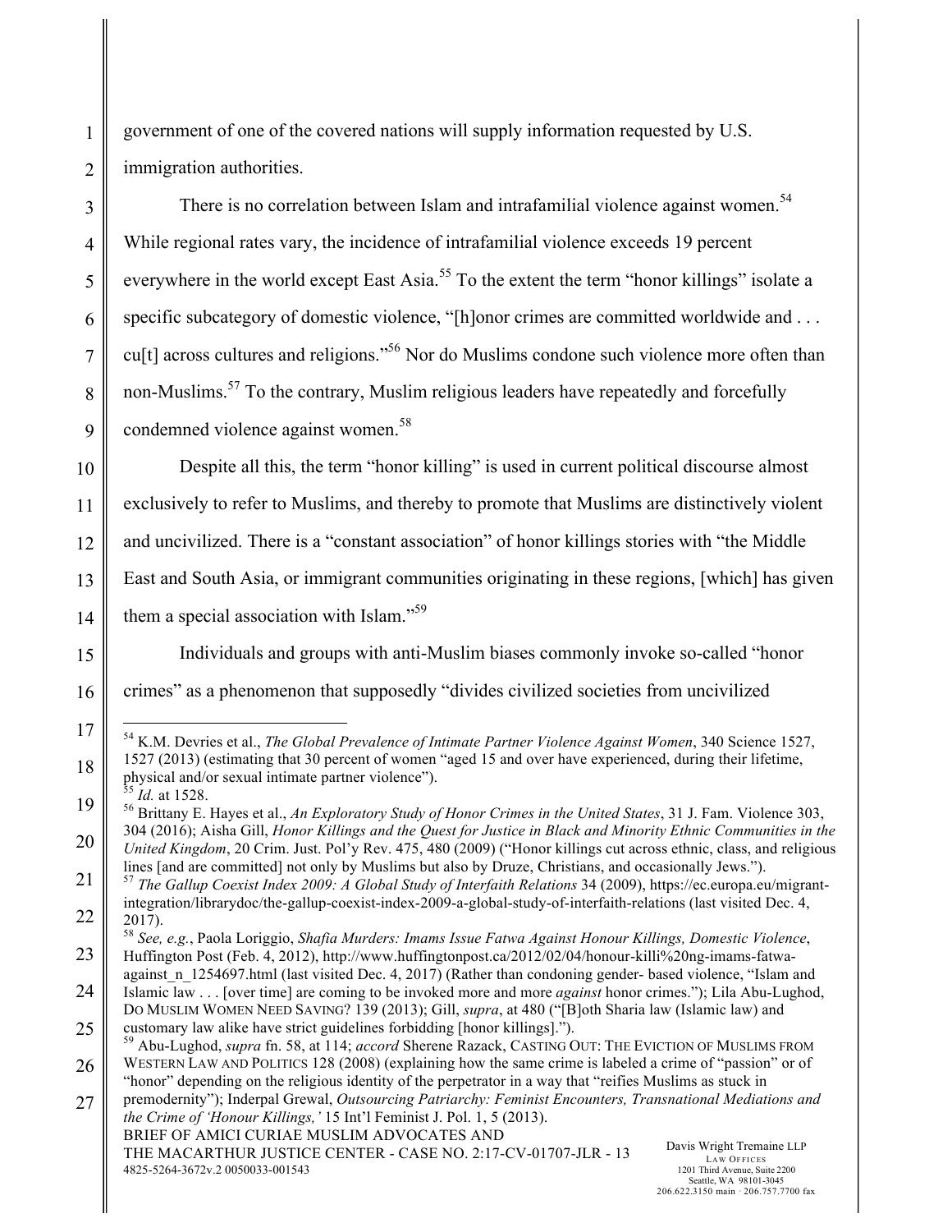government of one of the covered nations will supply information requested by U.S. immigration authorities.

There is no correlation between Islam and intrafamilial violence against women.[54] While regional rates vary, the incidence of intrafamilial violence exceeds 19 percent everywhere in the world except East Asia.[55] To the extent the term "honor killings" isolate a specific subcategory of domestic violence, "[h]onor crimes are committed worldwide and . . . cu[t] across cultures and religions."[56] Nor do Muslims condone such violence more often than non-Muslims.[57] To the contrary, Muslim religious leaders have repeatedly and forcefully condemned violence against women.[58]

Despite all this, the term "honor killing" is used in current political discourse almost exclusively to refer to Muslims, and thereby to promote that Muslims are distinctively violent and uncivilized. There is a "constant association" of honor killings stories with "the Middle East and South Asia, or immigrant communities originating in these regions, [which] has given them a special association with Islam."[59]

Individuals and groups with anti-Muslim biases commonly invoke so-called "honor crimes" as a phenomenon that supposedly "divides civilized societies from uncivilized

---

[54] K.M. Devries et al., *The Global Prevalence of Intimate Partner Violence Against Women*, 340 Science 1527, 1527 (2013) (estimating that 30 percent of women "aged 15 and over have experienced, during their lifetime, physical and/or sexual intimate partner violence").

[55] *Id.* at 1528.

[56] Brittany E. Hayes et al., *An Exploratory Study of Honor Crimes in the United States*, 31 J. Fam. Violence 303, 304 (2016); Aisha Gill, *Honor Killings and the Quest for Justice in Black and Minority Ethnic Communities in the United Kingdom*, 20 Crim. Just. Pol'y Rev. 475, 480 (2009) ("Honor killings cut across ethnic, class, and religious lines [and are committed] not only by Muslims but also by Druze, Christians, and occasionally Jews.").

[57] *The Gallup Coexist Index 2009: A Global Study of Interfaith Relations* 34 (2009), https://ec.europa.eu/migrant-integration/librarydoc/the-gallup-coexist-index-2009-a-global-study-of-interfaith-relations (last visited Dec. 4, 2017).

[58] *See, e.g.*, Paola Loriggio, *Shafia Murders: Imams Issue Fatwa Against Honour Killings, Domestic Violence*, Huffington Post (Feb. 4, 2012), http://www.huffingtonpost.ca/2012/02/04/honour-killi%20ng-imams-fatwa-against_n_1254697.html (last visited Dec. 4, 2017) (Rather than condoning gender- based violence, "Islam and Islamic law . . . [over time] are coming to be invoked more and more *against* honor crimes."); Lila Abu-Lughod, DO MUSLIM WOMEN NEED SAVING? 139 (2013); Gill, *supra*, at 480 ("[B]oth Sharia law (Islamic law) and customary law alike have strict guidelines forbidding [honor killings].").

[59] Abu-Lughod, *supra* fn. 58, at 114; *accord* Sherene Razack, CASTING OUT: THE EVICTION OF MUSLIMS FROM WESTERN LAW AND POLITICS 128 (2008) (explaining how the same crime is labeled a crime of "passion" or of "honor" depending on the religious identity of the perpetrator in a way that "reifies Muslims as stuck in premodernity"); Inderpal Grewal, *Outsourcing Patriarchy: Feminist Encounters, Transnational Mediations and the Crime of 'Honour Killings,'* 15 Int'l Feminist J. Pol. 1, 5 (2013).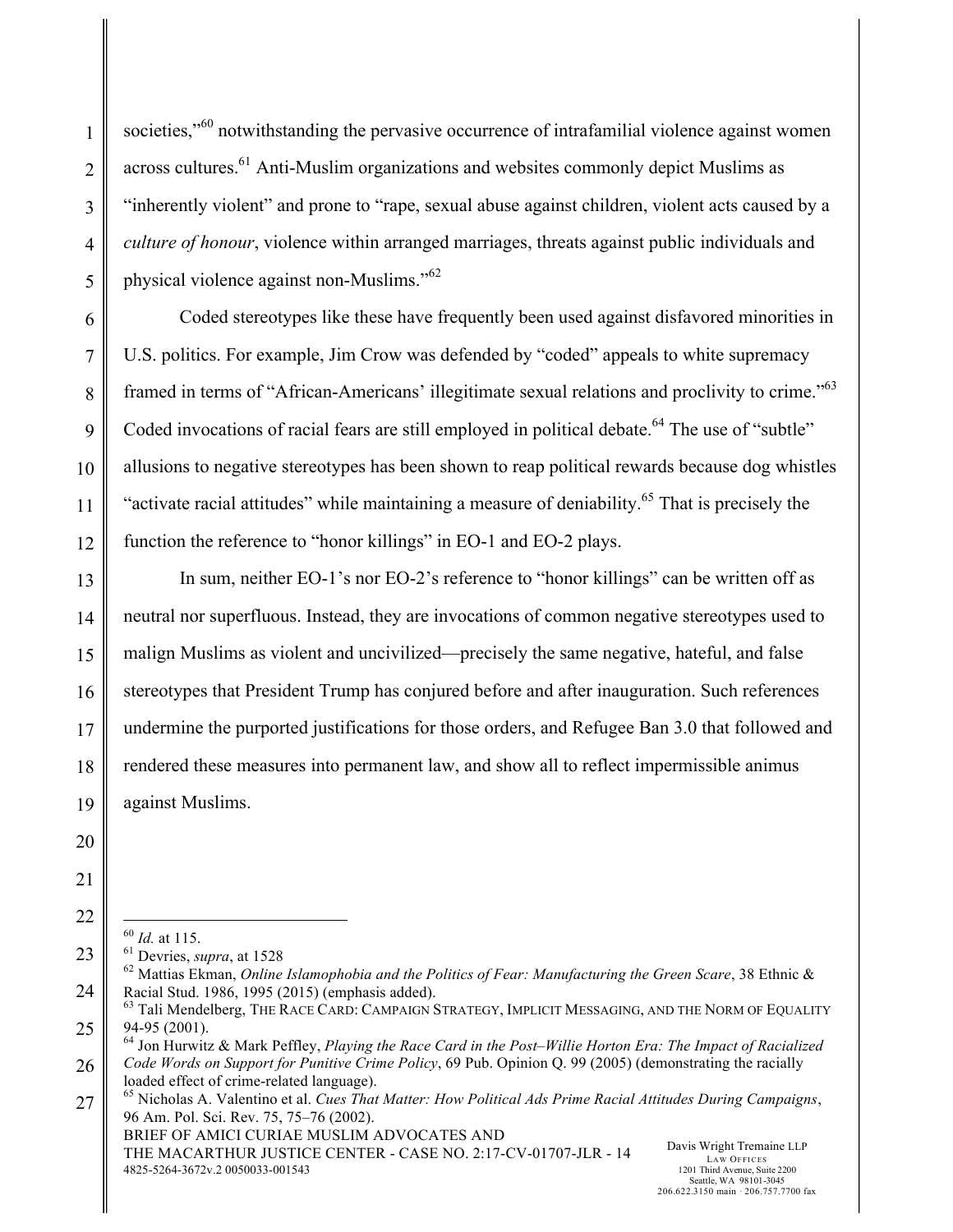societies,"[60] notwithstanding the pervasive occurrence of intrafamilial violence against women across cultures.[61] Anti-Muslim organizations and websites commonly depict Muslims as "inherently violent" and prone to "rape, sexual abuse against children, violent acts caused by a *culture of honour*, violence within arranged marriages, threats against public individuals and physical violence against non-Muslims."[62]

Coded stereotypes like these have frequently been used against disfavored minorities in U.S. politics. For example, Jim Crow was defended by "coded" appeals to white supremacy framed in terms of "African-Americans' illegitimate sexual relations and proclivity to crime."[63] Coded invocations of racial fears are still employed in political debate.[64] The use of "subtle" allusions to negative stereotypes has been shown to reap political rewards because dog whistles "activate racial attitudes" while maintaining a measure of deniability.[65] That is precisely the function the reference to "honor killings" in EO-1 and EO-2 plays.

In sum, neither EO-1's nor EO-2's reference to "honor killings" can be written off as neutral nor superfluous. Instead, they are invocations of common negative stereotypes used to malign Muslims as violent and uncivilized—precisely the same negative, hateful, and false stereotypes that President Trump has conjured before and after inauguration. Such references undermine the purported justifications for those orders, and Refugee Ban 3.0 that followed and rendered these measures into permanent law, and show all to reflect impermissible animus against Muslims.

---

[60] *Id.* at 115.

[61] Devries, *supra*, at 1528

[62] Mattias Ekman, *Online Islamophobia and the Politics of Fear: Manufacturing the Green Scare*, 38 Ethnic & Racial Stud. 1986, 1995 (2015) (emphasis added).

[63] Tali Mendelberg, THE RACE CARD: CAMPAIGN STRATEGY, IMPLICIT MESSAGING, AND THE NORM OF EQUALITY 94-95 (2001).

[64] Jon Hurwitz & Mark Peffley, *Playing the Race Card in the Post–Willie Horton Era: The Impact of Racialized Code Words on Support for Punitive Crime Policy*, 69 Pub. Opinion Q. 99 (2005) (demonstrating the racially loaded effect of crime-related language).

[65] Nicholas A. Valentino et al. *Cues That Matter: How Political Ads Prime Racial Attitudes During Campaigns*, 96 Am. Pol. Sci. Rev. 75, 75–76 (2002).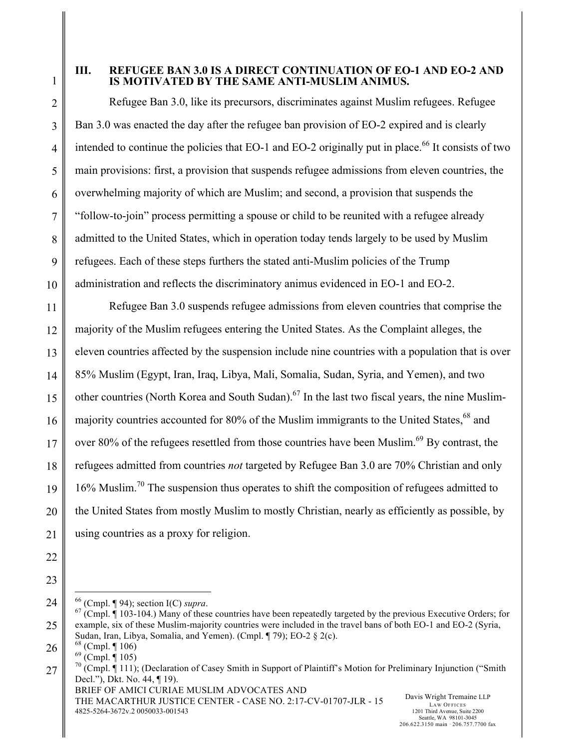### III. REFUGEE BAN 3.0 IS A DIRECT CONTINUATION OF EO-1 AND EO-2 AND IS MOTIVATED BY THE SAME ANTI-MUSLIM ANIMUS.

Refugee Ban 3.0, like its precursors, discriminates against Muslim refugees. Refugee Ban 3.0 was enacted the day after the refugee ban provision of EO-2 expired and is clearly intended to continue the policies that EO-1 and EO-2 originally put in place.[66] It consists of two main provisions: first, a provision that suspends refugee admissions from eleven countries, the overwhelming majority of which are Muslim; and second, a provision that suspends the "follow-to-join" process permitting a spouse or child to be reunited with a refugee already admitted to the United States, which in operation today tends largely to be used by Muslim refugees. Each of these steps furthers the stated anti-Muslim policies of the Trump administration and reflects the discriminatory animus evidenced in EO-1 and EO-2.

Refugee Ban 3.0 suspends refugee admissions from eleven countries that comprise the majority of the Muslim refugees entering the United States. As the Complaint alleges, the eleven countries affected by the suspension include nine countries with a population that is over 85% Muslim (Egypt, Iran, Iraq, Libya, Mali, Somalia, Sudan, Syria, and Yemen), and two other countries (North Korea and South Sudan).[67] In the last two fiscal years, the nine Muslim-majority countries accounted for 80% of the Muslim immigrants to the United States,[68] and over 80% of the refugees resettled from those countries have been Muslim.[69] By contrast, the refugees admitted from countries *not* targeted by Refugee Ban 3.0 are 70% Christian and only 16% Muslim.[70] The suspension thus operates to shift the composition of refugees admitted to the United States from mostly Muslim to mostly Christian, nearly as efficiently as possible, by using countries as a proxy for religion.

---

[66] (Cmpl. ¶ 94); section I(C) *supra*.

[67] (Cmpl. ¶ 103-104.) Many of these countries have been repeatedly targeted by the previous Executive Orders; for example, six of these Muslim-majority countries were included in the travel bans of both EO-1 and EO-2 (Syria, Sudan, Iran, Libya, Somalia, and Yemen). (Cmpl. ¶ 79); EO-2 § 2(c).

[68] (Cmpl. ¶ 106)

[69] (Cmpl. ¶ 105)

[70] (Cmpl. ¶ 111); (Declaration of Casey Smith in Support of Plaintiff's Motion for Preliminary Injunction ("Smith Decl."), Dkt. No. 44, ¶ 19).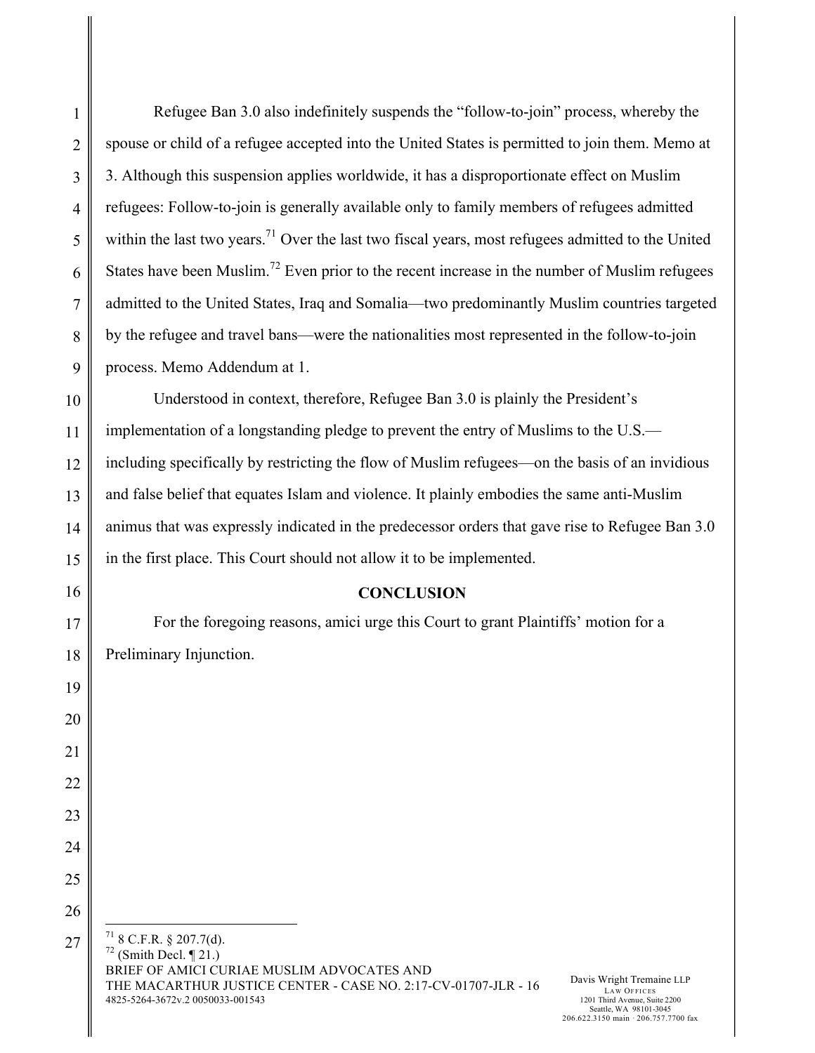Refugee Ban 3.0 also indefinitely suspends the "follow-to-join" process, whereby the spouse or child of a refugee accepted into the United States is permitted to join them. Memo at 3. Although this suspension applies worldwide, it has a disproportionate effect on Muslim refugees: Follow-to-join is generally available only to family members of refugees admitted within the last two years.[71] Over the last two fiscal years, most refugees admitted to the United States have been Muslim.[72] Even prior to the recent increase in the number of Muslim refugees admitted to the United States, Iraq and Somalia—two predominantly Muslim countries targeted by the refugee and travel bans—were the nationalities most represented in the follow-to-join process. Memo Addendum at 1.

Understood in context, therefore, Refugee Ban 3.0 is plainly the President's implementation of a longstanding pledge to prevent the entry of Muslims to the U.S.—including specifically by restricting the flow of Muslim refugees—on the basis of an invidious and false belief that equates Islam and violence. It plainly embodies the same anti-Muslim animus that was expressly indicated in the predecessor orders that gave rise to Refugee Ban 3.0 in the first place. This Court should not allow it to be implemented.

**CONCLUSION**

For the foregoing reasons, amici urge this Court to grant Plaintiffs' motion for a Preliminary Injunction.

---

[71] 8 C.F.R. § 207.7(d).

[72] (Smith Decl. ¶ 21.)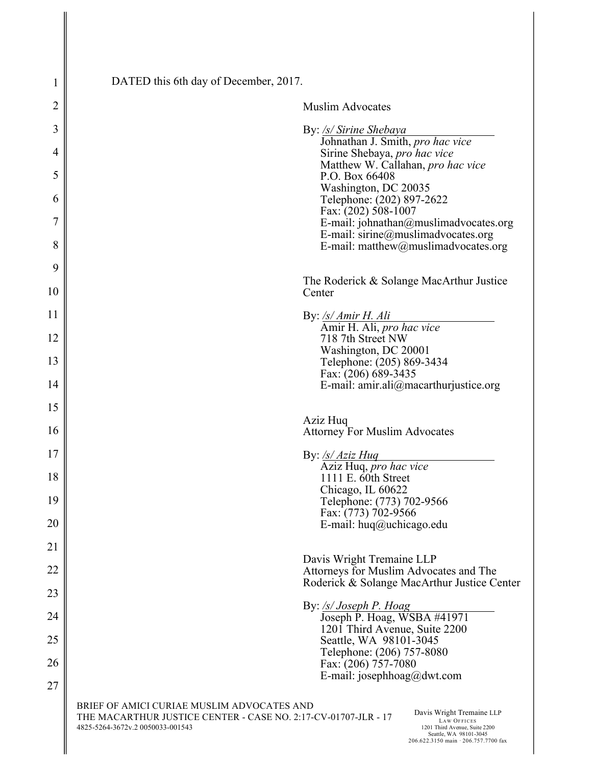DATED this 6th day of December, 2017.

Muslim Advocates

By: */s/ Sirine Shebaya*
Johnathan J. Smith, *pro hac vice*
Sirine Shebaya, *pro hac vice*
Matthew W. Callahan, *pro hac vice*
P.O. Box 66408
Washington, DC 20035
Telephone: (202) 897-2622
Fax: (202) 508-1007
E-mail: johnathan@muslimadvocates.org
E-mail: sirine@muslimadvocates.org
E-mail: matthew@muslimadvocates.org

The Roderick & Solange MacArthur Justice Center

By: */s/ Amir H. Ali*
Amir H. Ali, *pro hac vice*
718 7th Street NW
Washington, DC 20001
Telephone: (205) 869-3434
Fax: (206) 689-3435
E-mail: amir.ali@macarthurjustice.org

Aziz Huq
Attorney For Muslim Advocates

By: */s/ Aziz Huq*
Aziz Huq, *pro hac vice*
1111 E. 60th Street
Chicago, IL 60622
Telephone: (773) 702-9566
Fax: (773) 702-9566
E-mail: huq@uchicago.edu

Davis Wright Tremaine LLP
Attorneys for Muslim Advocates and The Roderick & Solange MacArthur Justice Center

By: */s/ Joseph P. Hoag*
Joseph P. Hoag, WSBA #41971
1201 Third Avenue, Suite 2200
Seattle, WA 98101-3045
Telephone: (206) 757-8080
Fax: (206) 757-7080
E-mail: josephhoag@dwt.com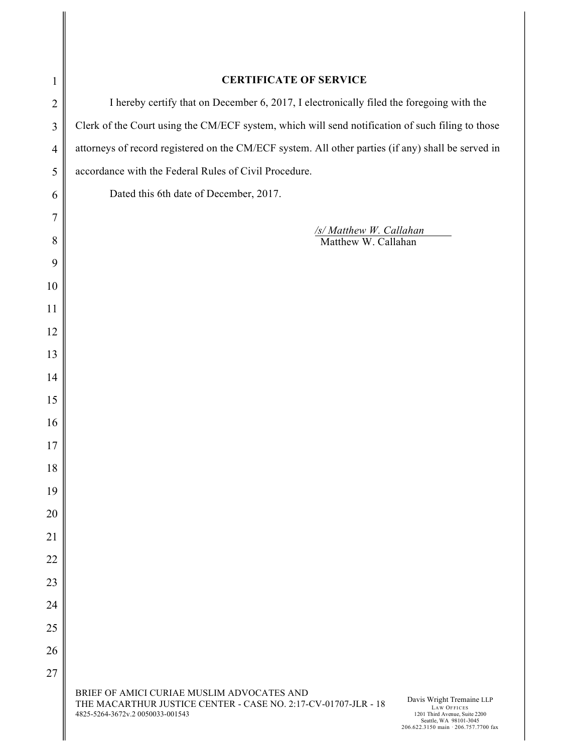## CERTIFICATE OF SERVICE

I hereby certify that on December 6, 2017, I electronically filed the foregoing with the Clerk of the Court using the CM/ECF system, which will send notification of such filing to those attorneys of record registered on the CM/ECF system. All other parties (if any) shall be served in accordance with the Federal Rules of Civil Procedure.

Dated this 6th date of December, 2017.

*/s/ Matthew W. Callahan*
Matthew W. Callahan